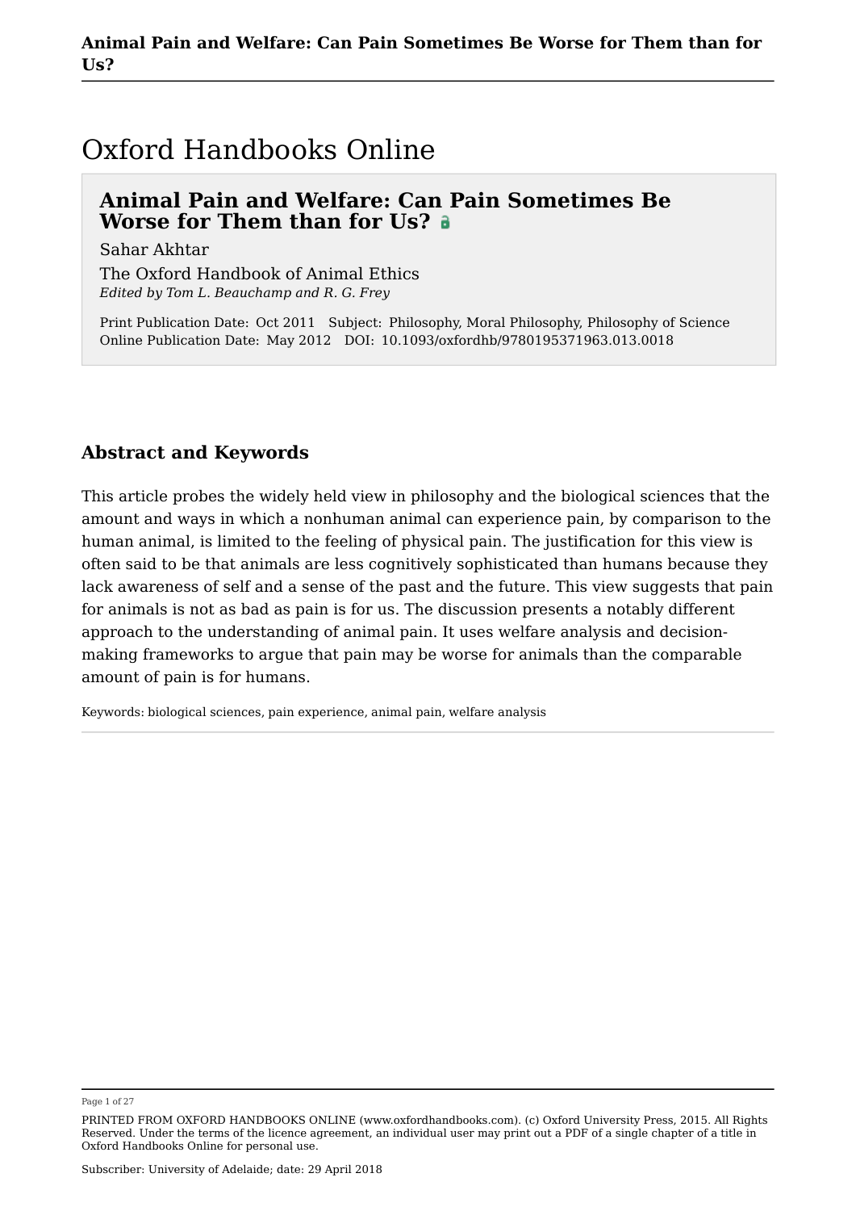# Oxford Handbooks Online

## Animal Pain and Welfare: Can Pain Sometimes Be Worse for Them than for Us?

Sahar Akhtar

The Oxford Handbook of Animal Ethics

*Edited by Tom L. Beauchamp and R. G. Frey*

Print Publication Date: Oct 2011 Subject: Philosophy, Moral Philosophy, Philosophy of Science
Online Publication Date: May 2012 DOI: 10.1093/oxfordhb/9780195371963.013.0018

### Abstract and Keywords

This article probes the widely held view in philosophy and the biological sciences that the amount and ways in which a nonhuman animal can experience pain, by comparison to the human animal, is limited to the feeling of physical pain. The justification for this view is often said to be that animals are less cognitively sophisticated than humans because they lack awareness of self and a sense of the past and the future. This view suggests that pain for animals is not as bad as pain is for us. The discussion presents a notably different approach to the understanding of animal pain. It uses welfare analysis and decision-making frameworks to argue that pain may be worse for animals than the comparable amount of pain is for humans.

Keywords: biological sciences, pain experience, animal pain, welfare analysis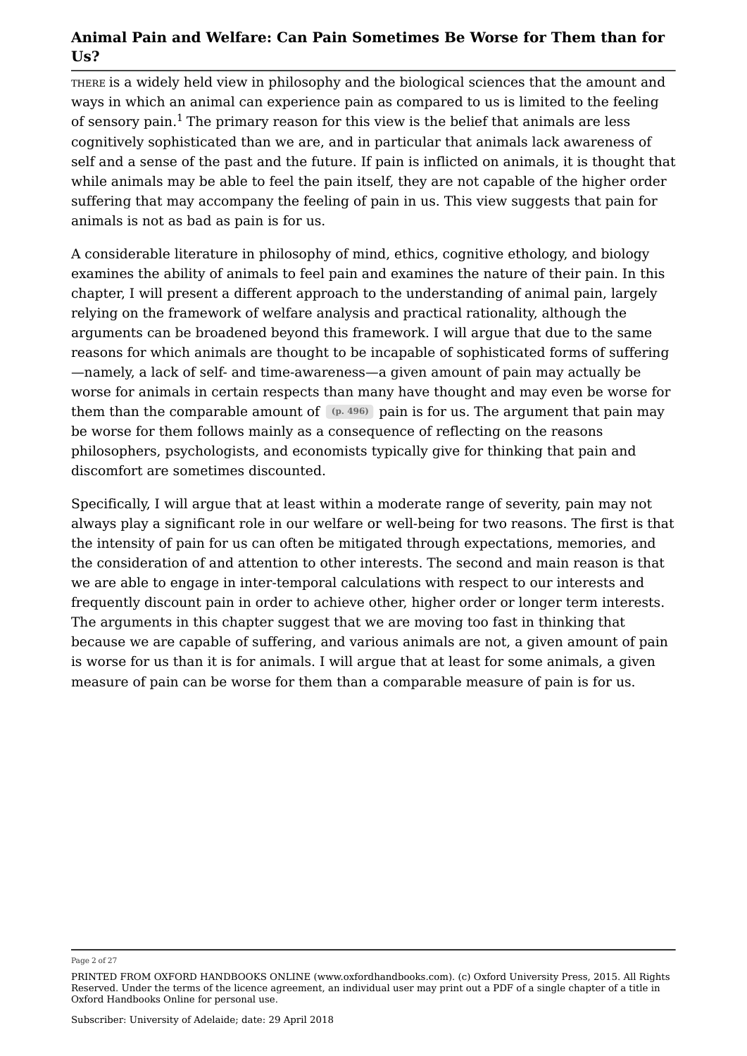# Animal Pain and Welfare: Can Pain Sometimes Be Worse for Them than for Us?

THERE is a widely held view in philosophy and the biological sciences that the amount and ways in which an animal can experience pain as compared to us is limited to the feeling of sensory pain.[1] The primary reason for this view is the belief that animals are less cognitively sophisticated than we are, and in particular that animals lack awareness of self and a sense of the past and the future. If pain is inflicted on animals, it is thought that while animals may be able to feel the pain itself, they are not capable of the higher order suffering that may accompany the feeling of pain in us. This view suggests that pain for animals is not as bad as pain is for us.

A considerable literature in philosophy of mind, ethics, cognitive ethology, and biology examines the ability of animals to feel pain and examines the nature of their pain. In this chapter, I will present a different approach to the understanding of animal pain, largely relying on the framework of welfare analysis and practical rationality, although the arguments can be broadened beyond this framework. I will argue that due to the same reasons for which animals are thought to be incapable of sophisticated forms of suffering—namely, a lack of self- and time-awareness—a given amount of pain may actually be worse for animals in certain respects than many have thought and may even be worse for them than the comparable amount of (p. 496) pain is for us. The argument that pain may be worse for them follows mainly as a consequence of reflecting on the reasons philosophers, psychologists, and economists typically give for thinking that pain and discomfort are sometimes discounted.

Specifically, I will argue that at least within a moderate range of severity, pain may not always play a significant role in our welfare or well-being for two reasons. The first is that the intensity of pain for us can often be mitigated through expectations, memories, and the consideration of and attention to other interests. The second and main reason is that we are able to engage in inter-temporal calculations with respect to our interests and frequently discount pain in order to achieve other, higher order or longer term interests. The arguments in this chapter suggest that we are moving too fast in thinking that because we are capable of suffering, and various animals are not, a given amount of pain is worse for us than it is for animals. I will argue that at least for some animals, a given measure of pain can be worse for them than a comparable measure of pain is for us.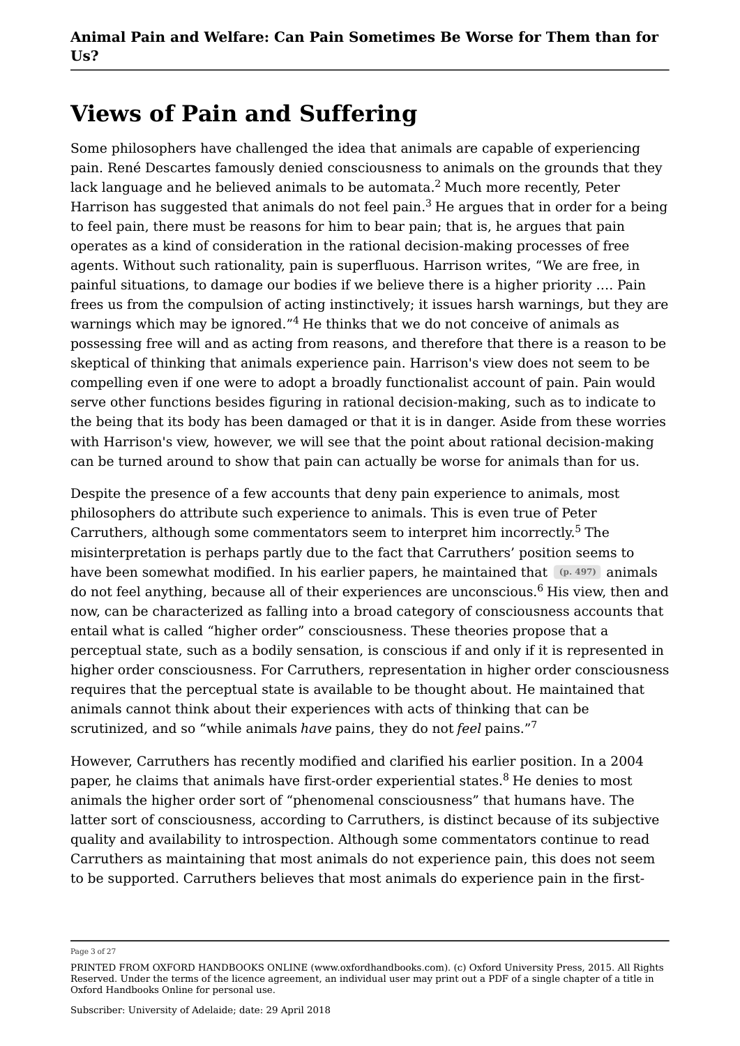# Views of Pain and Suffering

Some philosophers have challenged the idea that animals are capable of experiencing pain. René Descartes famously denied consciousness to animals on the grounds that they lack language and he believed animals to be automata.[2] Much more recently, Peter Harrison has suggested that animals do not feel pain.[3] He argues that in order for a being to feel pain, there must be reasons for him to bear pain; that is, he argues that pain operates as a kind of consideration in the rational decision-making processes of free agents. Without such rationality, pain is superfluous. Harrison writes, "We are free, in painful situations, to damage our bodies if we believe there is a higher priority …. Pain frees us from the compulsion of acting instinctively; it issues harsh warnings, but they are warnings which may be ignored."[4] He thinks that we do not conceive of animals as possessing free will and as acting from reasons, and therefore that there is a reason to be skeptical of thinking that animals experience pain. Harrison's view does not seem to be compelling even if one were to adopt a broadly functionalist account of pain. Pain would serve other functions besides figuring in rational decision-making, such as to indicate to the being that its body has been damaged or that it is in danger. Aside from these worries with Harrison's view, however, we will see that the point about rational decision-making can be turned around to show that pain can actually be worse for animals than for us.

Despite the presence of a few accounts that deny pain experience to animals, most philosophers do attribute such experience to animals. This is even true of Peter Carruthers, although some commentators seem to interpret him incorrectly.[5] The misinterpretation is perhaps partly due to the fact that Carruthers' position seems to have been somewhat modified. In his earlier papers, he maintained that (p. 497) animals do not feel anything, because all of their experiences are unconscious.[6] His view, then and now, can be characterized as falling into a broad category of consciousness accounts that entail what is called "higher order" consciousness. These theories propose that a perceptual state, such as a bodily sensation, is conscious if and only if it is represented in higher order consciousness. For Carruthers, representation in higher order consciousness requires that the perceptual state is available to be thought about. He maintained that animals cannot think about their experiences with acts of thinking that can be scrutinized, and so "while animals *have* pains, they do not *feel* pains."[7]

However, Carruthers has recently modified and clarified his earlier position. In a 2004 paper, he claims that animals have first-order experiential states.[8] He denies to most animals the higher order sort of "phenomenal consciousness" that humans have. The latter sort of consciousness, according to Carruthers, is distinct because of its subjective quality and availability to introspection. Although some commentators continue to read Carruthers as maintaining that most animals do not experience pain, this does not seem to be supported. Carruthers believes that most animals do experience pain in the first-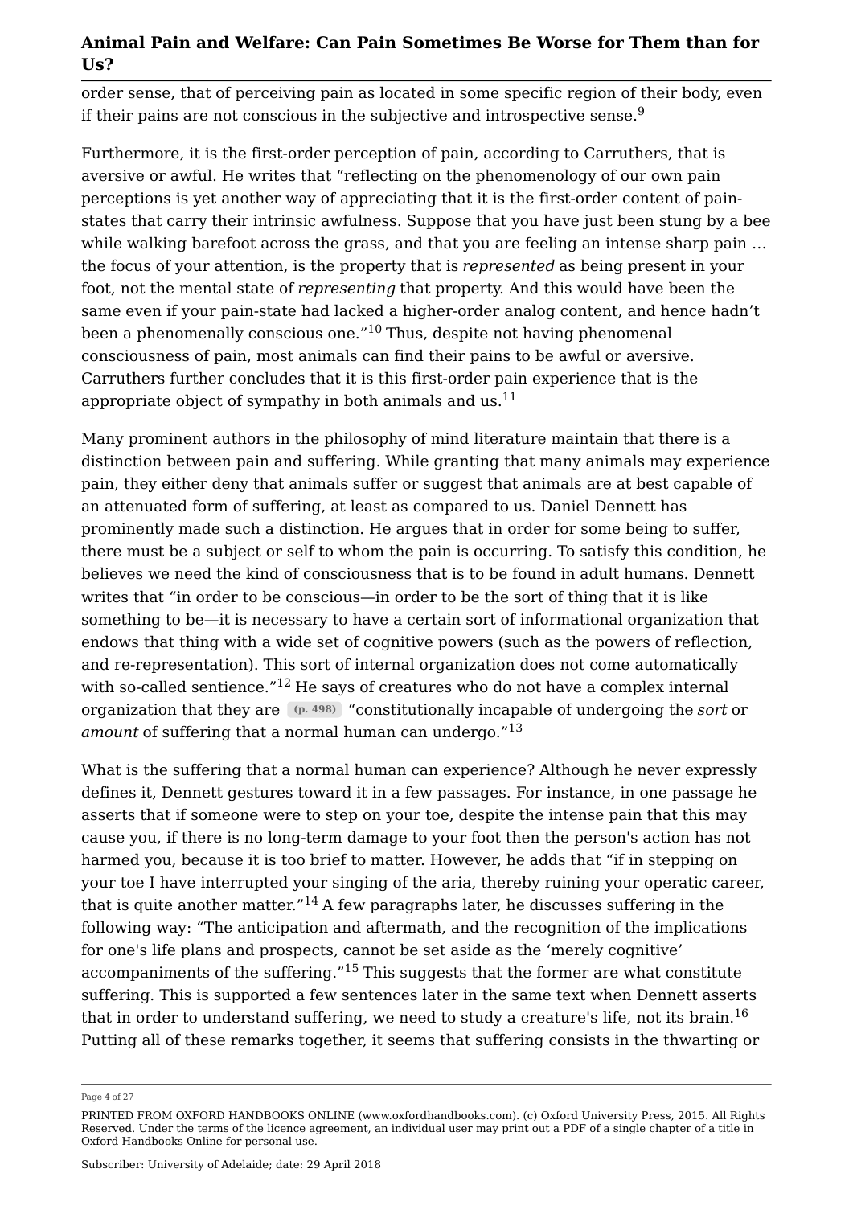order sense, that of perceiving pain as located in some specific region of their body, even if their pains are not conscious in the subjective and introspective sense.[9]

Furthermore, it is the first-order perception of pain, according to Carruthers, that is aversive or awful. He writes that "reflecting on the phenomenology of our own pain perceptions is yet another way of appreciating that it is the first-order content of pain-states that carry their intrinsic awfulness. Suppose that you have just been stung by a bee while walking barefoot across the grass, and that you are feeling an intense sharp pain … the focus of your attention, is the property that is *represented* as being present in your foot, not the mental state of *representing* that property. And this would have been the same even if your pain-state had lacked a higher-order analog content, and hence hadn't been a phenomenally conscious one."[10] Thus, despite not having phenomenal consciousness of pain, most animals can find their pains to be awful or aversive. Carruthers further concludes that it is this first-order pain experience that is the appropriate object of sympathy in both animals and us.[11]

Many prominent authors in the philosophy of mind literature maintain that there is a distinction between pain and suffering. While granting that many animals may experience pain, they either deny that animals suffer or suggest that animals are at best capable of an attenuated form of suffering, at least as compared to us. Daniel Dennett has prominently made such a distinction. He argues that in order for some being to suffer, there must be a subject or self to whom the pain is occurring. To satisfy this condition, he believes we need the kind of consciousness that is to be found in adult humans. Dennett writes that "in order to be conscious—in order to be the sort of thing that it is like something to be—it is necessary to have a certain sort of informational organization that endows that thing with a wide set of cognitive powers (such as the powers of reflection, and re-representation). This sort of internal organization does not come automatically with so-called sentience."[12] He says of creatures who do not have a complex internal organization that they are (p. 498) "constitutionally incapable of undergoing the *sort* or *amount* of suffering that a normal human can undergo."[13]

What is the suffering that a normal human can experience? Although he never expressly defines it, Dennett gestures toward it in a few passages. For instance, in one passage he asserts that if someone were to step on your toe, despite the intense pain that this may cause you, if there is no long-term damage to your foot then the person's action has not harmed you, because it is too brief to matter. However, he adds that "if in stepping on your toe I have interrupted your singing of the aria, thereby ruining your operatic career, that is quite another matter."[14] A few paragraphs later, he discusses suffering in the following way: "The anticipation and aftermath, and the recognition of the implications for one's life plans and prospects, cannot be set aside as the 'merely cognitive' accompaniments of the suffering."[15] This suggests that the former are what constitute suffering. This is supported a few sentences later in the same text when Dennett asserts that in order to understand suffering, we need to study a creature's life, not its brain.[16] Putting all of these remarks together, it seems that suffering consists in the thwarting or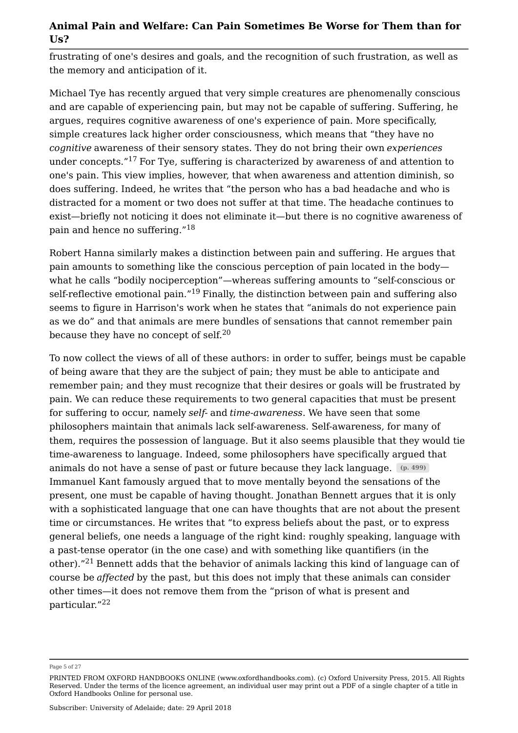frustrating of one's desires and goals, and the recognition of such frustration, as well as the memory and anticipation of it.

Michael Tye has recently argued that very simple creatures are phenomenally conscious and are capable of experiencing pain, but may not be capable of suffering. Suffering, he argues, requires cognitive awareness of one's experience of pain. More specifically, simple creatures lack higher order consciousness, which means that "they have no *cognitive* awareness of their sensory states. They do not bring their own *experiences* under concepts."[17] For Tye, suffering is characterized by awareness of and attention to one's pain. This view implies, however, that when awareness and attention diminish, so does suffering. Indeed, he writes that "the person who has a bad headache and who is distracted for a moment or two does not suffer at that time. The headache continues to exist—briefly not noticing it does not eliminate it—but there is no cognitive awareness of pain and hence no suffering."[18]

Robert Hanna similarly makes a distinction between pain and suffering. He argues that pain amounts to something like the conscious perception of pain located in the body—what he calls "bodily nociperception"—whereas suffering amounts to "self-conscious or self-reflective emotional pain."[19] Finally, the distinction between pain and suffering also seems to figure in Harrison's work when he states that "animals do not experience pain as we do" and that animals are mere bundles of sensations that cannot remember pain because they have no concept of self.[20]

To now collect the views of all of these authors: in order to suffer, beings must be capable of being aware that they are the subject of pain; they must be able to anticipate and remember pain; and they must recognize that their desires or goals will be frustrated by pain. We can reduce these requirements to two general capacities that must be present for suffering to occur, namely *self*- and *time-awareness*. We have seen that some philosophers maintain that animals lack self-awareness. Self-awareness, for many of them, requires the possession of language. But it also seems plausible that they would tie time-awareness to language. Indeed, some philosophers have specifically argued that animals do not have a sense of past or future because they lack language. (p. 499) Immanuel Kant famously argued that to move mentally beyond the sensations of the present, one must be capable of having thought. Jonathan Bennett argues that it is only with a sophisticated language that one can have thoughts that are not about the present time or circumstances. He writes that "to express beliefs about the past, or to express general beliefs, one needs a language of the right kind: roughly speaking, language with a past-tense operator (in the one case) and with something like quantifiers (in the other)."[21] Bennett adds that the behavior of animals lacking this kind of language can of course be *affected* by the past, but this does not imply that these animals can consider other times—it does not remove them from the "prison of what is present and particular."[22]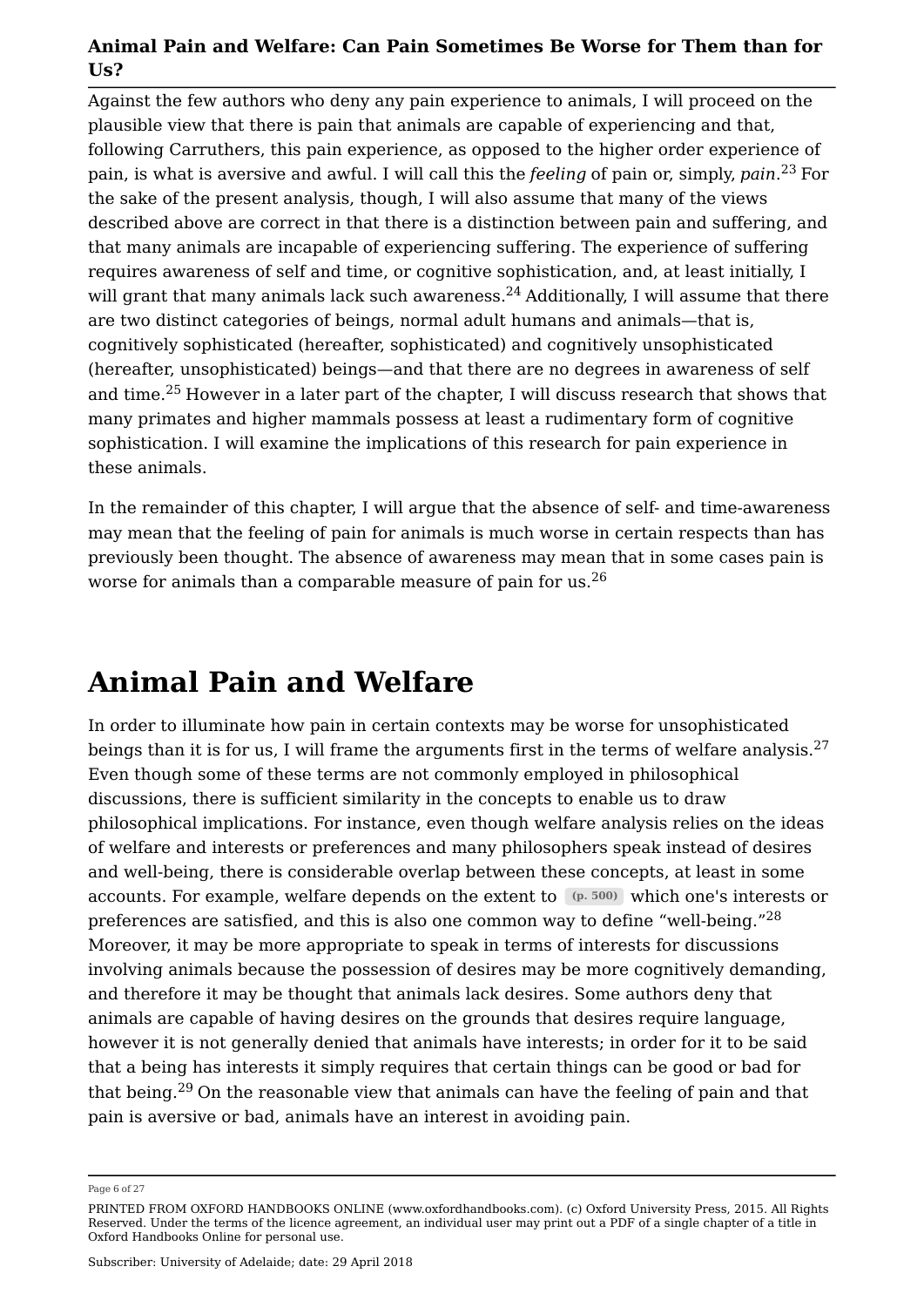Against the few authors who deny any pain experience to animals, I will proceed on the plausible view that there is pain that animals are capable of experiencing and that, following Carruthers, this pain experience, as opposed to the higher order experience of pain, is what is aversive and awful. I will call this the *feeling* of pain or, simply, *pain*.[23] For the sake of the present analysis, though, I will also assume that many of the views described above are correct in that there is a distinction between pain and suffering, and that many animals are incapable of experiencing suffering. The experience of suffering requires awareness of self and time, or cognitive sophistication, and, at least initially, I will grant that many animals lack such awareness.[24] Additionally, I will assume that there are two distinct categories of beings, normal adult humans and animals—that is, cognitively sophisticated (hereafter, sophisticated) and cognitively unsophisticated (hereafter, unsophisticated) beings—and that there are no degrees in awareness of self and time.[25] However in a later part of the chapter, I will discuss research that shows that many primates and higher mammals possess at least a rudimentary form of cognitive sophistication. I will examine the implications of this research for pain experience in these animals.

In the remainder of this chapter, I will argue that the absence of self- and time-awareness may mean that the feeling of pain for animals is much worse in certain respects than has previously been thought. The absence of awareness may mean that in some cases pain is worse for animals than a comparable measure of pain for us.[26]

# Animal Pain and Welfare

In order to illuminate how pain in certain contexts may be worse for unsophisticated beings than it is for us, I will frame the arguments first in the terms of welfare analysis.[27] Even though some of these terms are not commonly employed in philosophical discussions, there is sufficient similarity in the concepts to enable us to draw philosophical implications. For instance, even though welfare analysis relies on the ideas of welfare and interests or preferences and many philosophers speak instead of desires and well-being, there is considerable overlap between these concepts, at least in some accounts. For example, welfare depends on the extent to (p. 500) which one's interests or preferences are satisfied, and this is also one common way to define "well-being."[28] Moreover, it may be more appropriate to speak in terms of interests for discussions involving animals because the possession of desires may be more cognitively demanding, and therefore it may be thought that animals lack desires. Some authors deny that animals are capable of having desires on the grounds that desires require language, however it is not generally denied that animals have interests; in order for it to be said that a being has interests it simply requires that certain things can be good or bad for that being.[29] On the reasonable view that animals can have the feeling of pain and that pain is aversive or bad, animals have an interest in avoiding pain.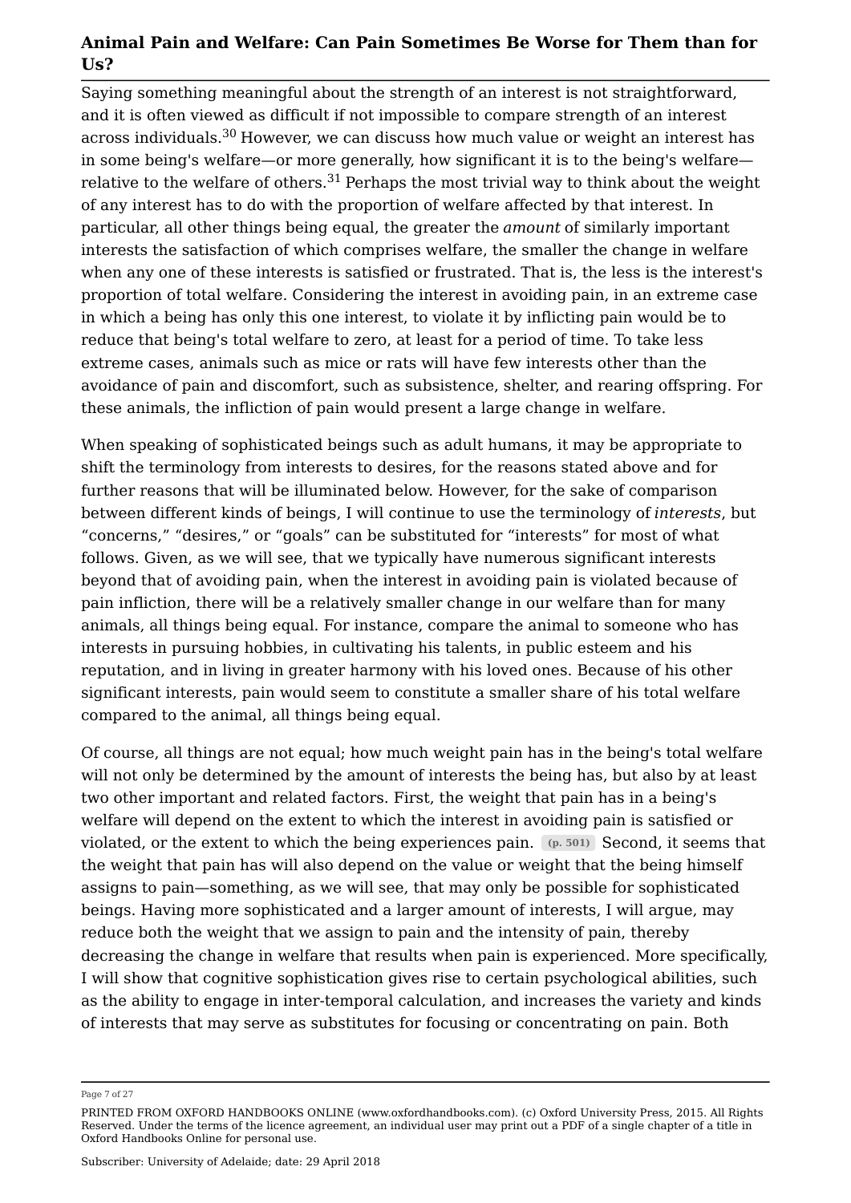Saying something meaningful about the strength of an interest is not straightforward, and it is often viewed as difficult if not impossible to compare strength of an interest across individuals.[30] However, we can discuss how much value or weight an interest has in some being's welfare—or more generally, how significant it is to the being's welfare—relative to the welfare of others.[31] Perhaps the most trivial way to think about the weight of any interest has to do with the proportion of welfare affected by that interest. In particular, all other things being equal, the greater the *amount* of similarly important interests the satisfaction of which comprises welfare, the smaller the change in welfare when any one of these interests is satisfied or frustrated. That is, the less is the interest's proportion of total welfare. Considering the interest in avoiding pain, in an extreme case in which a being has only this one interest, to violate it by inflicting pain would be to reduce that being's total welfare to zero, at least for a period of time. To take less extreme cases, animals such as mice or rats will have few interests other than the avoidance of pain and discomfort, such as subsistence, shelter, and rearing offspring. For these animals, the infliction of pain would present a large change in welfare.

When speaking of sophisticated beings such as adult humans, it may be appropriate to shift the terminology from interests to desires, for the reasons stated above and for further reasons that will be illuminated below. However, for the sake of comparison between different kinds of beings, I will continue to use the terminology of *interests*, but "concerns," "desires," or "goals" can be substituted for "interests" for most of what follows. Given, as we will see, that we typically have numerous significant interests beyond that of avoiding pain, when the interest in avoiding pain is violated because of pain infliction, there will be a relatively smaller change in our welfare than for many animals, all things being equal. For instance, compare the animal to someone who has interests in pursuing hobbies, in cultivating his talents, in public esteem and his reputation, and in living in greater harmony with his loved ones. Because of his other significant interests, pain would seem to constitute a smaller share of his total welfare compared to the animal, all things being equal.

Of course, all things are not equal; how much weight pain has in the being's total welfare will not only be determined by the amount of interests the being has, but also by at least two other important and related factors. First, the weight that pain has in a being's welfare will depend on the extent to which the interest in avoiding pain is satisfied or violated, or the extent to which the being experiences pain. (p. 501) Second, it seems that the weight that pain has will also depend on the value or weight that the being himself assigns to pain—something, as we will see, that may only be possible for sophisticated beings. Having more sophisticated and a larger amount of interests, I will argue, may reduce both the weight that we assign to pain and the intensity of pain, thereby decreasing the change in welfare that results when pain is experienced. More specifically, I will show that cognitive sophistication gives rise to certain psychological abilities, such as the ability to engage in inter-temporal calculation, and increases the variety and kinds of interests that may serve as substitutes for focusing or concentrating on pain. Both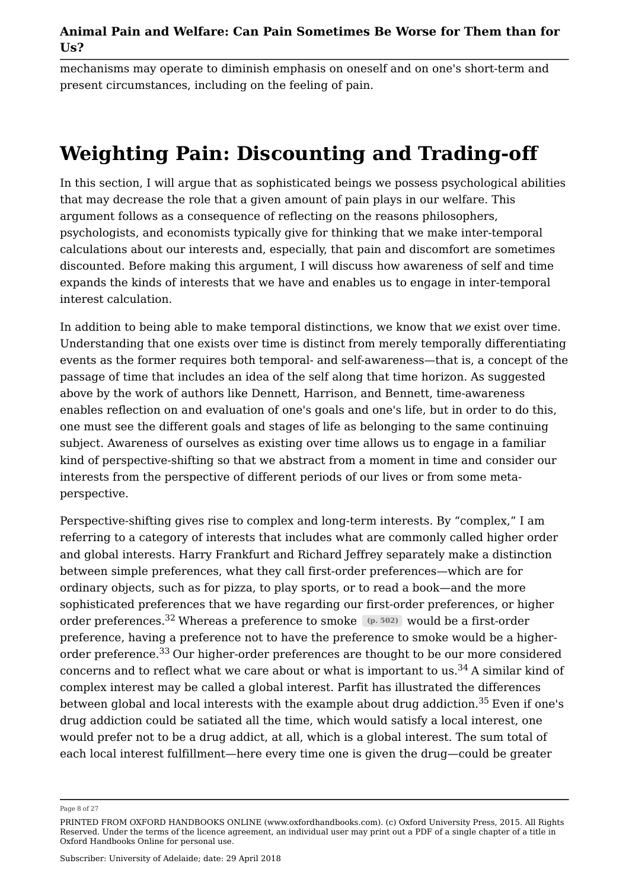mechanisms may operate to diminish emphasis on oneself and on one's short-term and present circumstances, including on the feeling of pain.

# Weighting Pain: Discounting and Trading-off

In this section, I will argue that as sophisticated beings we possess psychological abilities that may decrease the role that a given amount of pain plays in our welfare. This argument follows as a consequence of reflecting on the reasons philosophers, psychologists, and economists typically give for thinking that we make inter-temporal calculations about our interests and, especially, that pain and discomfort are sometimes discounted. Before making this argument, I will discuss how awareness of self and time expands the kinds of interests that we have and enables us to engage in inter-temporal interest calculation.

In addition to being able to make temporal distinctions, we know that *we* exist over time. Understanding that one exists over time is distinct from merely temporally differentiating events as the former requires both temporal- and self-awareness—that is, a concept of the passage of time that includes an idea of the self along that time horizon. As suggested above by the work of authors like Dennett, Harrison, and Bennett, time-awareness enables reflection on and evaluation of one's goals and one's life, but in order to do this, one must see the different goals and stages of life as belonging to the same continuing subject. Awareness of ourselves as existing over time allows us to engage in a familiar kind of perspective-shifting so that we abstract from a moment in time and consider our interests from the perspective of different periods of our lives or from some meta-perspective.

Perspective-shifting gives rise to complex and long-term interests. By "complex," I am referring to a category of interests that includes what are commonly called higher order and global interests. Harry Frankfurt and Richard Jeffrey separately make a distinction between simple preferences, what they call first-order preferences—which are for ordinary objects, such as for pizza, to play sports, or to read a book—and the more sophisticated preferences that we have regarding our first-order preferences, or higher order preferences.[32] Whereas a preference to smoke (p. 502) would be a first-order preference, having a preference not to have the preference to smoke would be a higher-order preference.[33] Our higher-order preferences are thought to be our more considered concerns and to reflect what we care about or what is important to us.[34] A similar kind of complex interest may be called a global interest. Parfit has illustrated the differences between global and local interests with the example about drug addiction.[35] Even if one's drug addiction could be satiated all the time, which would satisfy a local interest, one would prefer not to be a drug addict, at all, which is a global interest. The sum total of each local interest fulfillment—here every time one is given the drug—could be greater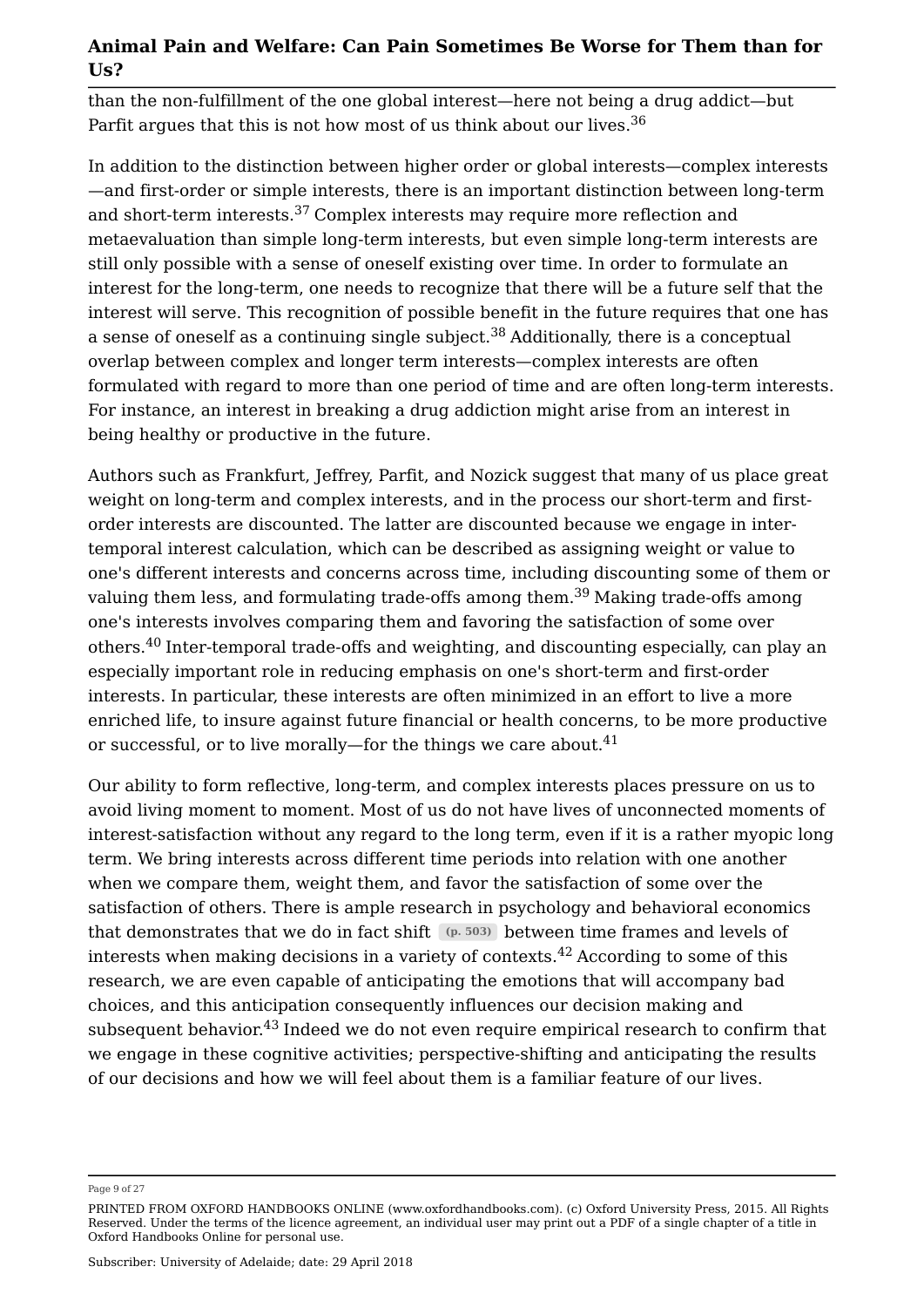than the non-fulfillment of the one global interest—here not being a drug addict—but Parfit argues that this is not how most of us think about our lives.[36]

In addition to the distinction between higher order or global interests—complex interests—and first-order or simple interests, there is an important distinction between long-term and short-term interests.[37] Complex interests may require more reflection and metaevaluation than simple long-term interests, but even simple long-term interests are still only possible with a sense of oneself existing over time. In order to formulate an interest for the long-term, one needs to recognize that there will be a future self that the interest will serve. This recognition of possible benefit in the future requires that one has a sense of oneself as a continuing single subject.[38] Additionally, there is a conceptual overlap between complex and longer term interests—complex interests are often formulated with regard to more than one period of time and are often long-term interests. For instance, an interest in breaking a drug addiction might arise from an interest in being healthy or productive in the future.

Authors such as Frankfurt, Jeffrey, Parfit, and Nozick suggest that many of us place great weight on long-term and complex interests, and in the process our short-term and first-order interests are discounted. The latter are discounted because we engage in inter-temporal interest calculation, which can be described as assigning weight or value to one's different interests and concerns across time, including discounting some of them or valuing them less, and formulating trade-offs among them.[39] Making trade-offs among one's interests involves comparing them and favoring the satisfaction of some over others.[40] Inter-temporal trade-offs and weighting, and discounting especially, can play an especially important role in reducing emphasis on one's short-term and first-order interests. In particular, these interests are often minimized in an effort to live a more enriched life, to insure against future financial or health concerns, to be more productive or successful, or to live morally—for the things we care about.[41]

Our ability to form reflective, long-term, and complex interests places pressure on us to avoid living moment to moment. Most of us do not have lives of unconnected moments of interest-satisfaction without any regard to the long term, even if it is a rather myopic long term. We bring interests across different time periods into relation with one another when we compare them, weight them, and favor the satisfaction of some over the satisfaction of others. There is ample research in psychology and behavioral economics that demonstrates that we do in fact shift (p. 503) between time frames and levels of interests when making decisions in a variety of contexts.[42] According to some of this research, we are even capable of anticipating the emotions that will accompany bad choices, and this anticipation consequently influences our decision making and subsequent behavior.[43] Indeed we do not even require empirical research to confirm that we engage in these cognitive activities; perspective-shifting and anticipating the results of our decisions and how we will feel about them is a familiar feature of our lives.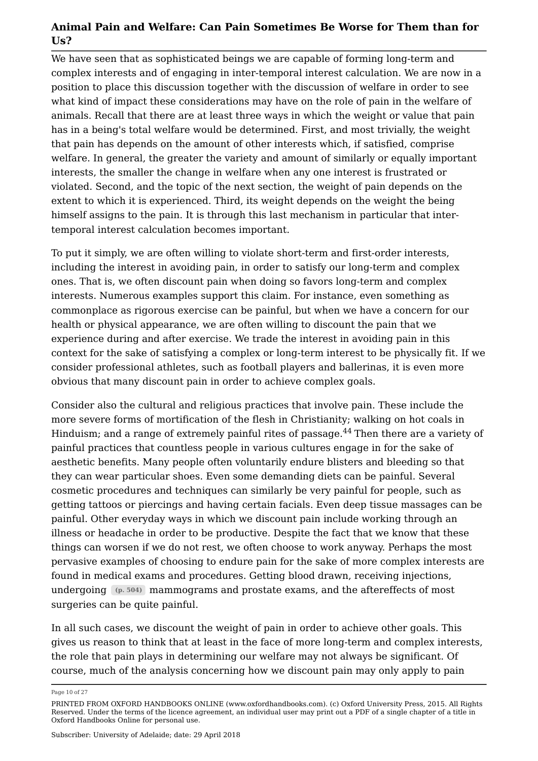We have seen that as sophisticated beings we are capable of forming long-term and complex interests and of engaging in inter-temporal interest calculation. We are now in a position to place this discussion together with the discussion of welfare in order to see what kind of impact these considerations may have on the role of pain in the welfare of animals. Recall that there are at least three ways in which the weight or value that pain has in a being's total welfare would be determined. First, and most trivially, the weight that pain has depends on the amount of other interests which, if satisfied, comprise welfare. In general, the greater the variety and amount of similarly or equally important interests, the smaller the change in welfare when any one interest is frustrated or violated. Second, and the topic of the next section, the weight of pain depends on the extent to which it is experienced. Third, its weight depends on the weight the being himself assigns to the pain. It is through this last mechanism in particular that inter-temporal interest calculation becomes important.

To put it simply, we are often willing to violate short-term and first-order interests, including the interest in avoiding pain, in order to satisfy our long-term and complex ones. That is, we often discount pain when doing so favors long-term and complex interests. Numerous examples support this claim. For instance, even something as commonplace as rigorous exercise can be painful, but when we have a concern for our health or physical appearance, we are often willing to discount the pain that we experience during and after exercise. We trade the interest in avoiding pain in this context for the sake of satisfying a complex or long-term interest to be physically fit. If we consider professional athletes, such as football players and ballerinas, it is even more obvious that many discount pain in order to achieve complex goals.

Consider also the cultural and religious practices that involve pain. These include the more severe forms of mortification of the flesh in Christianity; walking on hot coals in Hinduism; and a range of extremely painful rites of passage.[44] Then there are a variety of painful practices that countless people in various cultures engage in for the sake of aesthetic benefits. Many people often voluntarily endure blisters and bleeding so that they can wear particular shoes. Even some demanding diets can be painful. Several cosmetic procedures and techniques can similarly be very painful for people, such as getting tattoos or piercings and having certain facials. Even deep tissue massages can be painful. Other everyday ways in which we discount pain include working through an illness or headache in order to be productive. Despite the fact that we know that these things can worsen if we do not rest, we often choose to work anyway. Perhaps the most pervasive examples of choosing to endure pain for the sake of more complex interests are found in medical exams and procedures. Getting blood drawn, receiving injections, undergoing (p. 504) mammograms and prostate exams, and the aftereffects of most surgeries can be quite painful.

In all such cases, we discount the weight of pain in order to achieve other goals. This gives us reason to think that at least in the face of more long-term and complex interests, the role that pain plays in determining our welfare may not always be significant. Of course, much of the analysis concerning how we discount pain may only apply to pain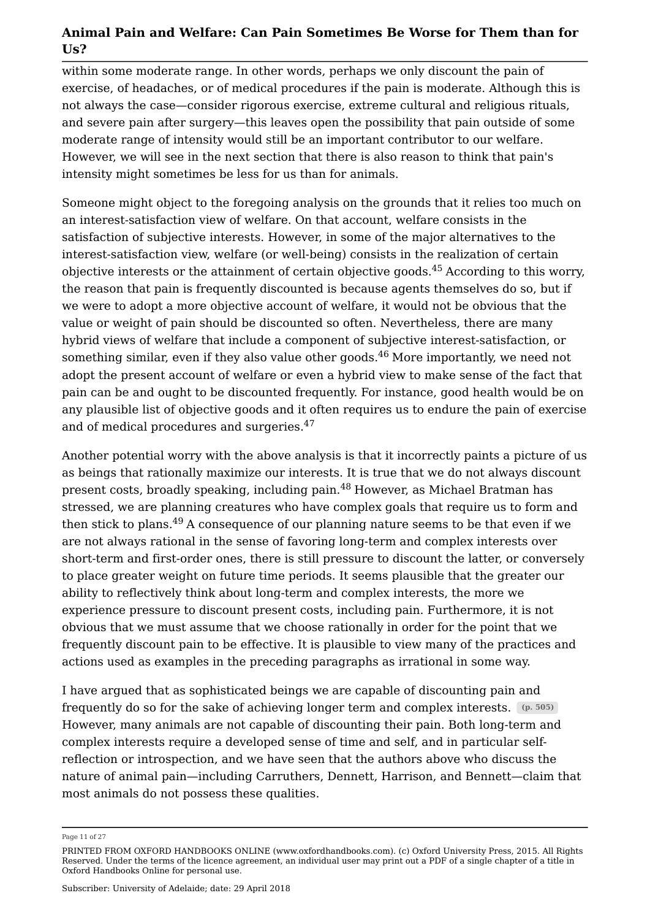within some moderate range. In other words, perhaps we only discount the pain of exercise, of headaches, or of medical procedures if the pain is moderate. Although this is not always the case—consider rigorous exercise, extreme cultural and religious rituals, and severe pain after surgery—this leaves open the possibility that pain outside of some moderate range of intensity would still be an important contributor to our welfare. However, we will see in the next section that there is also reason to think that pain's intensity might sometimes be less for us than for animals.

Someone might object to the foregoing analysis on the grounds that it relies too much on an interest-satisfaction view of welfare. On that account, welfare consists in the satisfaction of subjective interests. However, in some of the major alternatives to the interest-satisfaction view, welfare (or well-being) consists in the realization of certain objective interests or the attainment of certain objective goods.[45] According to this worry, the reason that pain is frequently discounted is because agents themselves do so, but if we were to adopt a more objective account of welfare, it would not be obvious that the value or weight of pain should be discounted so often. Nevertheless, there are many hybrid views of welfare that include a component of subjective interest-satisfaction, or something similar, even if they also value other goods.[46] More importantly, we need not adopt the present account of welfare or even a hybrid view to make sense of the fact that pain can be and ought to be discounted frequently. For instance, good health would be on any plausible list of objective goods and it often requires us to endure the pain of exercise and of medical procedures and surgeries.[47]

Another potential worry with the above analysis is that it incorrectly paints a picture of us as beings that rationally maximize our interests. It is true that we do not always discount present costs, broadly speaking, including pain.[48] However, as Michael Bratman has stressed, we are planning creatures who have complex goals that require us to form and then stick to plans.[49] A consequence of our planning nature seems to be that even if we are not always rational in the sense of favoring long-term and complex interests over short-term and first-order ones, there is still pressure to discount the latter, or conversely to place greater weight on future time periods. It seems plausible that the greater our ability to reflectively think about long-term and complex interests, the more we experience pressure to discount present costs, including pain. Furthermore, it is not obvious that we must assume that we choose rationally in order for the point that we frequently discount pain to be effective. It is plausible to view many of the practices and actions used as examples in the preceding paragraphs as irrational in some way.

I have argued that as sophisticated beings we are capable of discounting pain and frequently do so for the sake of achieving longer term and complex interests. (p. 505) However, many animals are not capable of discounting their pain. Both long-term and complex interests require a developed sense of time and self, and in particular self-reflection or introspection, and we have seen that the authors above who discuss the nature of animal pain—including Carruthers, Dennett, Harrison, and Bennett—claim that most animals do not possess these qualities.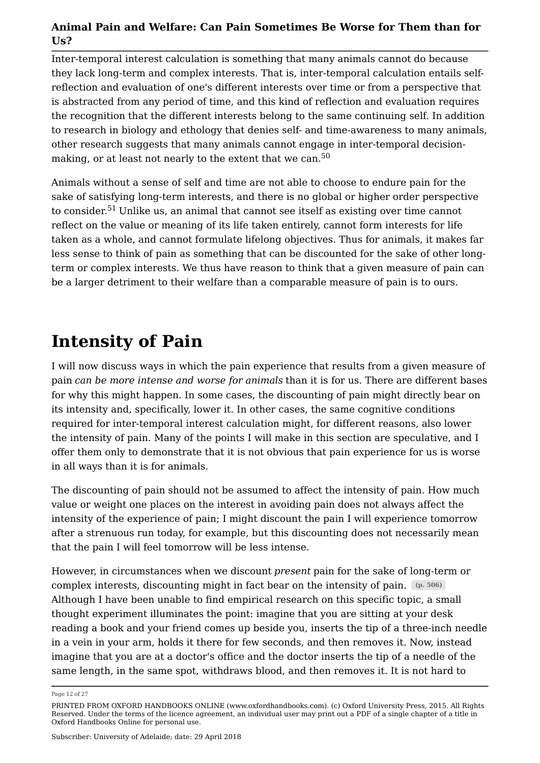Inter-temporal interest calculation is something that many animals cannot do because they lack long-term and complex interests. That is, inter-temporal calculation entails self-reflection and evaluation of one's different interests over time or from a perspective that is abstracted from any period of time, and this kind of reflection and evaluation requires the recognition that the different interests belong to the same continuing self. In addition to research in biology and ethology that denies self- and time-awareness to many animals, other research suggests that many animals cannot engage in inter-temporal decision-making, or at least not nearly to the extent that we can.[50]

Animals without a sense of self and time are not able to choose to endure pain for the sake of satisfying long-term interests, and there is no global or higher order perspective to consider.[51] Unlike us, an animal that cannot see itself as existing over time cannot reflect on the value or meaning of its life taken entirely, cannot form interests for life taken as a whole, and cannot formulate lifelong objectives. Thus for animals, it makes far less sense to think of pain as something that can be discounted for the sake of other long-term or complex interests. We thus have reason to think that a given measure of pain can be a larger detriment to their welfare than a comparable measure of pain is to ours.

# Intensity of Pain

I will now discuss ways in which the pain experience that results from a given measure of pain *can be more intense and worse for animals* than it is for us. There are different bases for why this might happen. In some cases, the discounting of pain might directly bear on its intensity and, specifically, lower it. In other cases, the same cognitive conditions required for inter-temporal interest calculation might, for different reasons, also lower the intensity of pain. Many of the points I will make in this section are speculative, and I offer them only to demonstrate that it is not obvious that pain experience for us is worse in all ways than it is for animals.

The discounting of pain should not be assumed to affect the intensity of pain. How much value or weight one places on the interest in avoiding pain does not always affect the intensity of the experience of pain; I might discount the pain I will experience tomorrow after a strenuous run today, for example, but this discounting does not necessarily mean that the pain I will feel tomorrow will be less intense.

However, in circumstances when we discount *present* pain for the sake of long-term or complex interests, discounting might in fact bear on the intensity of pain. (p. 506) Although I have been unable to find empirical research on this specific topic, a small thought experiment illuminates the point: imagine that you are sitting at your desk reading a book and your friend comes up beside you, inserts the tip of a three-inch needle in a vein in your arm, holds it there for few seconds, and then removes it. Now, instead imagine that you are at a doctor's office and the doctor inserts the tip of a needle of the same length, in the same spot, withdraws blood, and then removes it. It is not hard to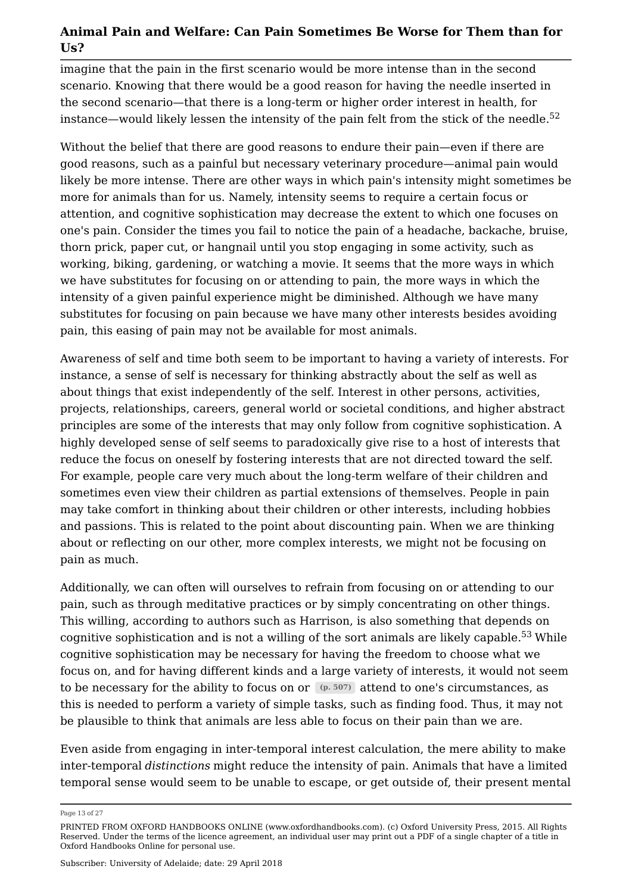imagine that the pain in the first scenario would be more intense than in the second scenario. Knowing that there would be a good reason for having the needle inserted in the second scenario—that there is a long-term or higher order interest in health, for instance—would likely lessen the intensity of the pain felt from the stick of the needle.[52]

Without the belief that there are good reasons to endure their pain—even if there are good reasons, such as a painful but necessary veterinary procedure—animal pain would likely be more intense. There are other ways in which pain's intensity might sometimes be more for animals than for us. Namely, intensity seems to require a certain focus or attention, and cognitive sophistication may decrease the extent to which one focuses on one's pain. Consider the times you fail to notice the pain of a headache, backache, bruise, thorn prick, paper cut, or hangnail until you stop engaging in some activity, such as working, biking, gardening, or watching a movie. It seems that the more ways in which we have substitutes for focusing on or attending to pain, the more ways in which the intensity of a given painful experience might be diminished. Although we have many substitutes for focusing on pain because we have many other interests besides avoiding pain, this easing of pain may not be available for most animals.

Awareness of self and time both seem to be important to having a variety of interests. For instance, a sense of self is necessary for thinking abstractly about the self as well as about things that exist independently of the self. Interest in other persons, activities, projects, relationships, careers, general world or societal conditions, and higher abstract principles are some of the interests that may only follow from cognitive sophistication. A highly developed sense of self seems to paradoxically give rise to a host of interests that reduce the focus on oneself by fostering interests that are not directed toward the self. For example, people care very much about the long-term welfare of their children and sometimes even view their children as partial extensions of themselves. People in pain may take comfort in thinking about their children or other interests, including hobbies and passions. This is related to the point about discounting pain. When we are thinking about or reflecting on our other, more complex interests, we might not be focusing on pain as much.

Additionally, we can often will ourselves to refrain from focusing on or attending to our pain, such as through meditative practices or by simply concentrating on other things. This willing, according to authors such as Harrison, is also something that depends on cognitive sophistication and is not a willing of the sort animals are likely capable.[53] While cognitive sophistication may be necessary for having the freedom to choose what we focus on, and for having different kinds and a large variety of interests, it would not seem to be necessary for the ability to focus on or (p. 507) attend to one's circumstances, as this is needed to perform a variety of simple tasks, such as finding food. Thus, it may not be plausible to think that animals are less able to focus on their pain than we are.

Even aside from engaging in inter-temporal interest calculation, the mere ability to make inter-temporal *distinctions* might reduce the intensity of pain. Animals that have a limited temporal sense would seem to be unable to escape, or get outside of, their present mental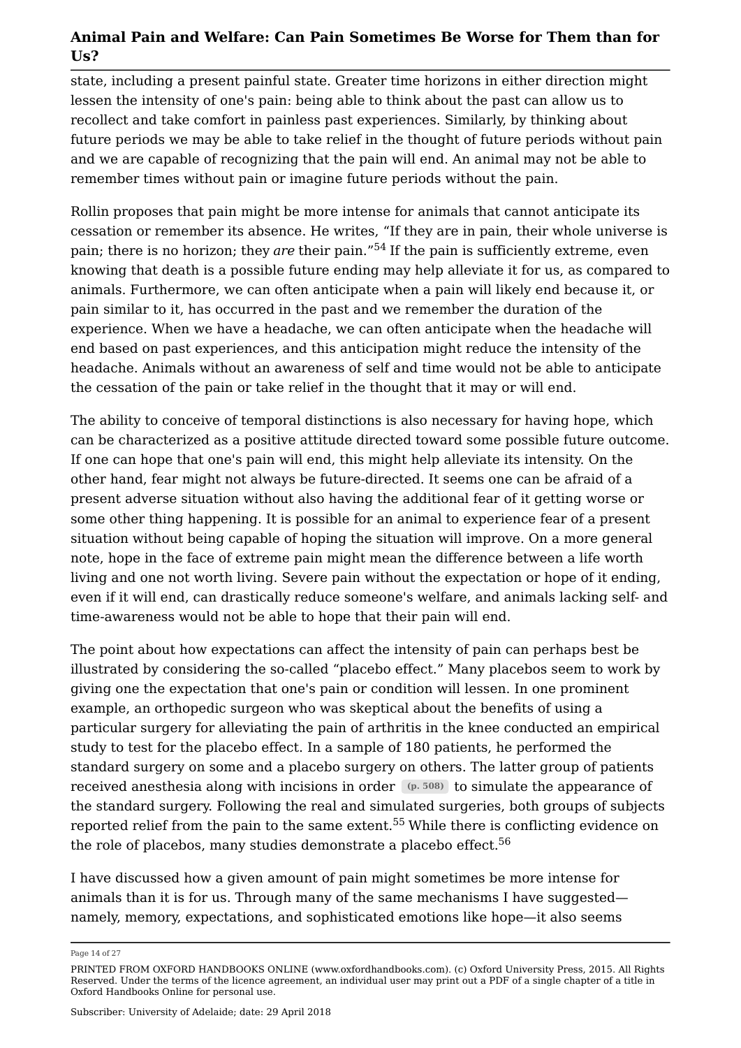state, including a present painful state. Greater time horizons in either direction might lessen the intensity of one's pain: being able to think about the past can allow us to recollect and take comfort in painless past experiences. Similarly, by thinking about future periods we may be able to take relief in the thought of future periods without pain and we are capable of recognizing that the pain will end. An animal may not be able to remember times without pain or imagine future periods without the pain.

Rollin proposes that pain might be more intense for animals that cannot anticipate its cessation or remember its absence. He writes, "If they are in pain, their whole universe is pain; there is no horizon; they *are* their pain."[54] If the pain is sufficiently extreme, even knowing that death is a possible future ending may help alleviate it for us, as compared to animals. Furthermore, we can often anticipate when a pain will likely end because it, or pain similar to it, has occurred in the past and we remember the duration of the experience. When we have a headache, we can often anticipate when the headache will end based on past experiences, and this anticipation might reduce the intensity of the headache. Animals without an awareness of self and time would not be able to anticipate the cessation of the pain or take relief in the thought that it may or will end.

The ability to conceive of temporal distinctions is also necessary for having hope, which can be characterized as a positive attitude directed toward some possible future outcome. If one can hope that one's pain will end, this might help alleviate its intensity. On the other hand, fear might not always be future-directed. It seems one can be afraid of a present adverse situation without also having the additional fear of it getting worse or some other thing happening. It is possible for an animal to experience fear of a present situation without being capable of hoping the situation will improve. On a more general note, hope in the face of extreme pain might mean the difference between a life worth living and one not worth living. Severe pain without the expectation or hope of it ending, even if it will end, can drastically reduce someone's welfare, and animals lacking self- and time-awareness would not be able to hope that their pain will end.

The point about how expectations can affect the intensity of pain can perhaps best be illustrated by considering the so-called "placebo effect." Many placebos seem to work by giving one the expectation that one's pain or condition will lessen. In one prominent example, an orthopedic surgeon who was skeptical about the benefits of using a particular surgery for alleviating the pain of arthritis in the knee conducted an empirical study to test for the placebo effect. In a sample of 180 patients, he performed the standard surgery on some and a placebo surgery on others. The latter group of patients received anesthesia along with incisions in order (p. 508) to simulate the appearance of the standard surgery. Following the real and simulated surgeries, both groups of subjects reported relief from the pain to the same extent.[55] While there is conflicting evidence on the role of placebos, many studies demonstrate a placebo effect.[56]

I have discussed how a given amount of pain might sometimes be more intense for animals than it is for us. Through many of the same mechanisms I have suggested—namely, memory, expectations, and sophisticated emotions like hope—it also seems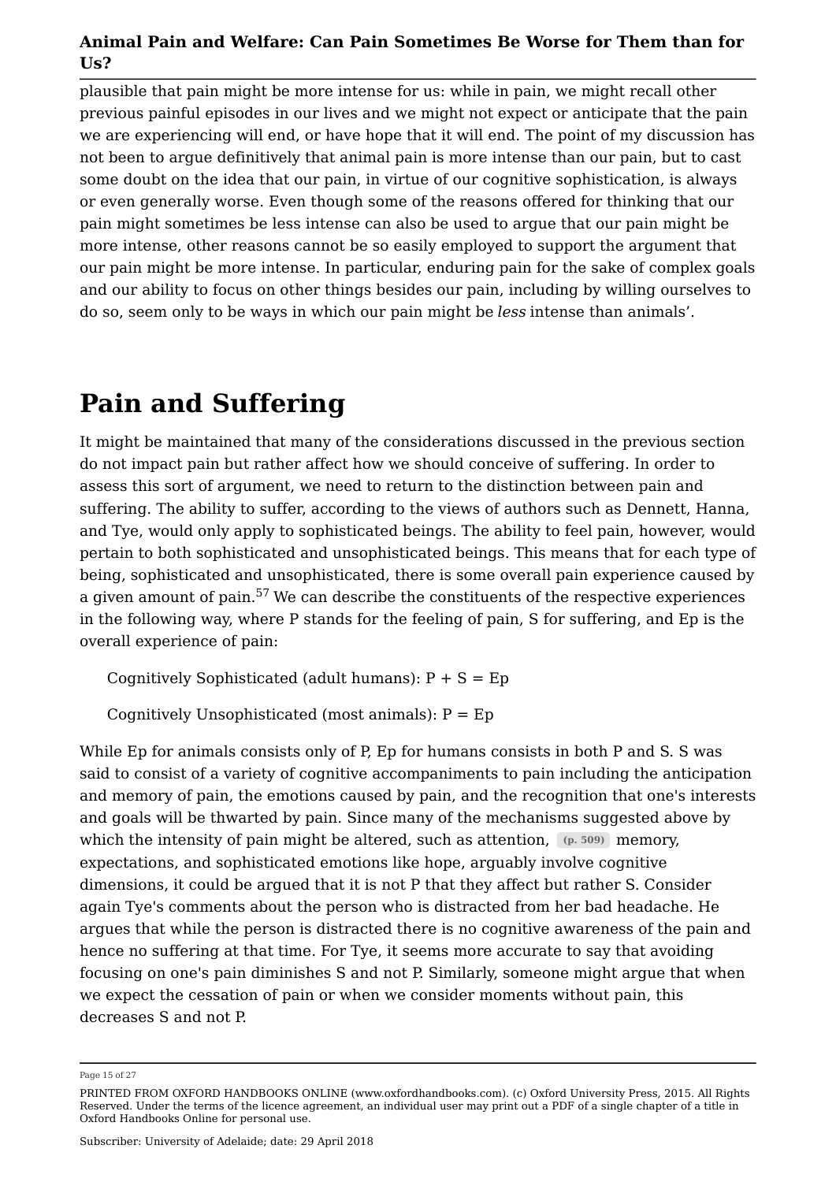plausible that pain might be more intense for us: while in pain, we might recall other previous painful episodes in our lives and we might not expect or anticipate that the pain we are experiencing will end, or have hope that it will end. The point of my discussion has not been to argue definitively that animal pain is more intense than our pain, but to cast some doubt on the idea that our pain, in virtue of our cognitive sophistication, is always or even generally worse. Even though some of the reasons offered for thinking that our pain might sometimes be less intense can also be used to argue that our pain might be more intense, other reasons cannot be so easily employed to support the argument that our pain might be more intense. In particular, enduring pain for the sake of complex goals and our ability to focus on other things besides our pain, including by willing ourselves to do so, seem only to be ways in which our pain might be *less* intense than animals'.

# Pain and Suffering

It might be maintained that many of the considerations discussed in the previous section do not impact pain but rather affect how we should conceive of suffering. In order to assess this sort of argument, we need to return to the distinction between pain and suffering. The ability to suffer, according to the views of authors such as Dennett, Hanna, and Tye, would only apply to sophisticated beings. The ability to feel pain, however, would pertain to both sophisticated and unsophisticated beings. This means that for each type of being, sophisticated and unsophisticated, there is some overall pain experience caused by a given amount of pain.[57] We can describe the constituents of the respective experiences in the following way, where P stands for the feeling of pain, S for suffering, and Ep is the overall experience of pain:

Cognitively Sophisticated (adult humans): P + S = Ep

Cognitively Unsophisticated (most animals): P = Ep

While Ep for animals consists only of P, Ep for humans consists in both P and S. S was said to consist of a variety of cognitive accompaniments to pain including the anticipation and memory of pain, the emotions caused by pain, and the recognition that one's interests and goals will be thwarted by pain. Since many of the mechanisms suggested above by which the intensity of pain might be altered, such as attention, (p. 509) memory, expectations, and sophisticated emotions like hope, arguably involve cognitive dimensions, it could be argued that it is not P that they affect but rather S. Consider again Tye's comments about the person who is distracted from her bad headache. He argues that while the person is distracted there is no cognitive awareness of the pain and hence no suffering at that time. For Tye, it seems more accurate to say that avoiding focusing on one's pain diminishes S and not P. Similarly, someone might argue that when we expect the cessation of pain or when we consider moments without pain, this decreases S and not P.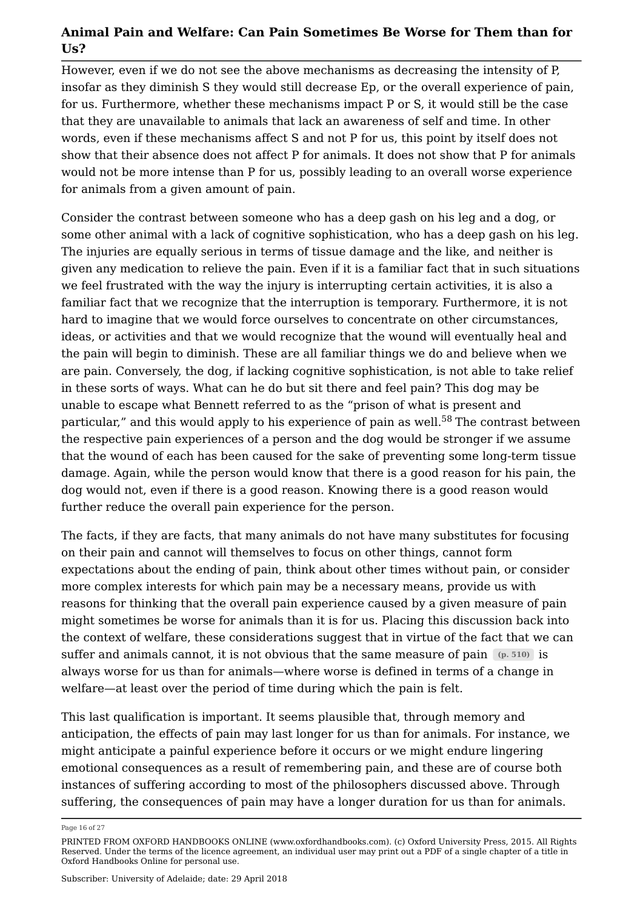However, even if we do not see the above mechanisms as decreasing the intensity of P, insofar as they diminish S they would still decrease Ep, or the overall experience of pain, for us. Furthermore, whether these mechanisms impact P or S, it would still be the case that they are unavailable to animals that lack an awareness of self and time. In other words, even if these mechanisms affect S and not P for us, this point by itself does not show that their absence does not affect P for animals. It does not show that P for animals would not be more intense than P for us, possibly leading to an overall worse experience for animals from a given amount of pain.

Consider the contrast between someone who has a deep gash on his leg and a dog, or some other animal with a lack of cognitive sophistication, who has a deep gash on his leg. The injuries are equally serious in terms of tissue damage and the like, and neither is given any medication to relieve the pain. Even if it is a familiar fact that in such situations we feel frustrated with the way the injury is interrupting certain activities, it is also a familiar fact that we recognize that the interruption is temporary. Furthermore, it is not hard to imagine that we would force ourselves to concentrate on other circumstances, ideas, or activities and that we would recognize that the wound will eventually heal and the pain will begin to diminish. These are all familiar things we do and believe when we are pain. Conversely, the dog, if lacking cognitive sophistication, is not able to take relief in these sorts of ways. What can he do but sit there and feel pain? This dog may be unable to escape what Bennett referred to as the "prison of what is present and particular," and this would apply to his experience of pain as well.[58] The contrast between the respective pain experiences of a person and the dog would be stronger if we assume that the wound of each has been caused for the sake of preventing some long-term tissue damage. Again, while the person would know that there is a good reason for his pain, the dog would not, even if there is a good reason. Knowing there is a good reason would further reduce the overall pain experience for the person.

The facts, if they are facts, that many animals do not have many substitutes for focusing on their pain and cannot will themselves to focus on other things, cannot form expectations about the ending of pain, think about other times without pain, or consider more complex interests for which pain may be a necessary means, provide us with reasons for thinking that the overall pain experience caused by a given measure of pain might sometimes be worse for animals than it is for us. Placing this discussion back into the context of welfare, these considerations suggest that in virtue of the fact that we can suffer and animals cannot, it is not obvious that the same measure of pain (p. 510) is always worse for us than for animals—where worse is defined in terms of a change in welfare—at least over the period of time during which the pain is felt.

This last qualification is important. It seems plausible that, through memory and anticipation, the effects of pain may last longer for us than for animals. For instance, we might anticipate a painful experience before it occurs or we might endure lingering emotional consequences as a result of remembering pain, and these are of course both instances of suffering according to most of the philosophers discussed above. Through suffering, the consequences of pain may have a longer duration for us than for animals.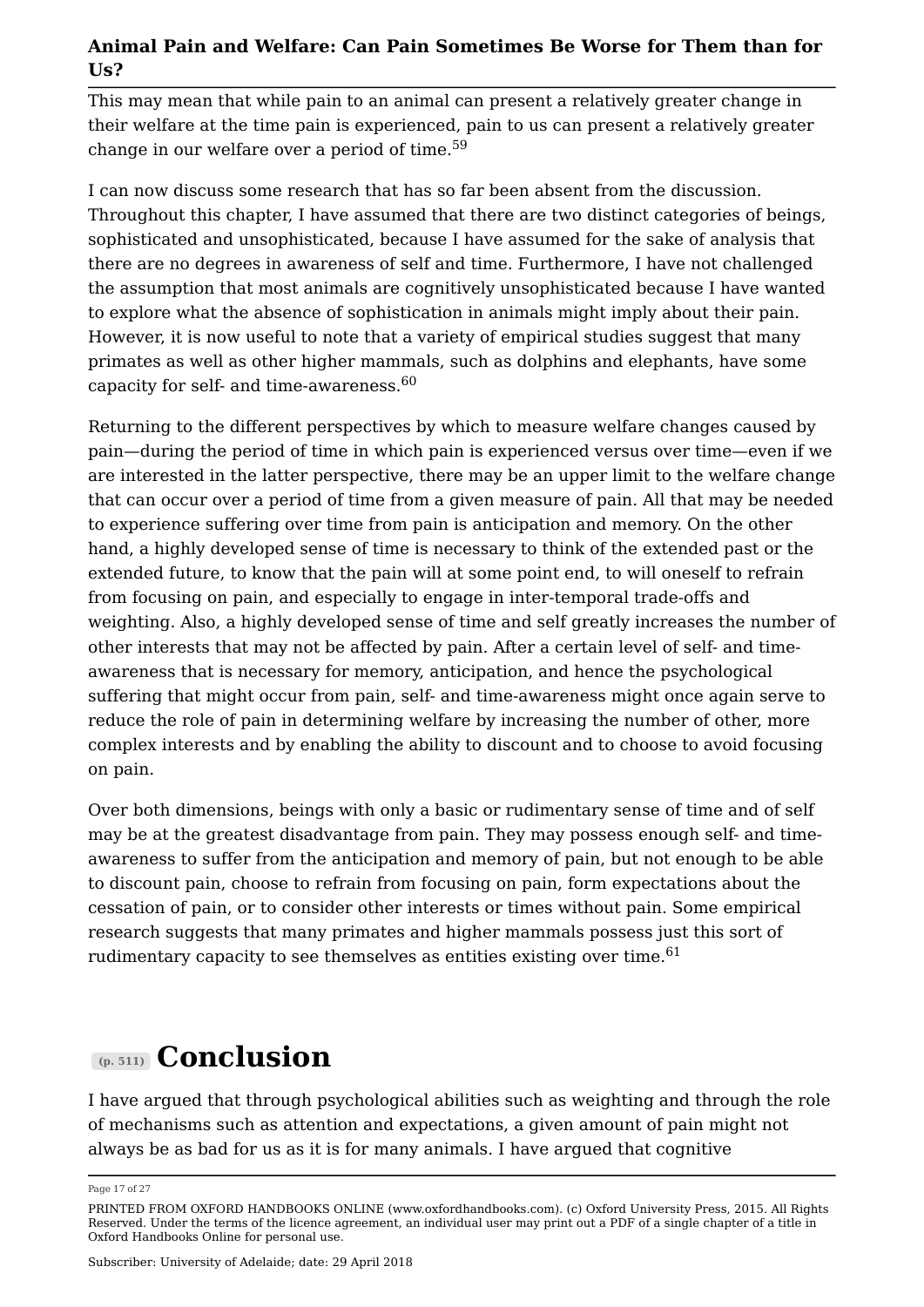This may mean that while pain to an animal can present a relatively greater change in their welfare at the time pain is experienced, pain to us can present a relatively greater change in our welfare over a period of time.[59]

I can now discuss some research that has so far been absent from the discussion. Throughout this chapter, I have assumed that there are two distinct categories of beings, sophisticated and unsophisticated, because I have assumed for the sake of analysis that there are no degrees in awareness of self and time. Furthermore, I have not challenged the assumption that most animals are cognitively unsophisticated because I have wanted to explore what the absence of sophistication in animals might imply about their pain. However, it is now useful to note that a variety of empirical studies suggest that many primates as well as other higher mammals, such as dolphins and elephants, have some capacity for self- and time-awareness.[60]

Returning to the different perspectives by which to measure welfare changes caused by pain—during the period of time in which pain is experienced versus over time—even if we are interested in the latter perspective, there may be an upper limit to the welfare change that can occur over a period of time from a given measure of pain. All that may be needed to experience suffering over time from pain is anticipation and memory. On the other hand, a highly developed sense of time is necessary to think of the extended past or the extended future, to know that the pain will at some point end, to will oneself to refrain from focusing on pain, and especially to engage in inter-temporal trade-offs and weighting. Also, a highly developed sense of time and self greatly increases the number of other interests that may not be affected by pain. After a certain level of self- and time-awareness that is necessary for memory, anticipation, and hence the psychological suffering that might occur from pain, self- and time-awareness might once again serve to reduce the role of pain in determining welfare by increasing the number of other, more complex interests and by enabling the ability to discount and to choose to avoid focusing on pain.

Over both dimensions, beings with only a basic or rudimentary sense of time and of self may be at the greatest disadvantage from pain. They may possess enough self- and time-awareness to suffer from the anticipation and memory of pain, but not enough to be able to discount pain, choose to refrain from focusing on pain, form expectations about the cessation of pain, or to consider other interests or times without pain. Some empirical research suggests that many primates and higher mammals possess just this sort of rudimentary capacity to see themselves as entities existing over time.[61]

## (p. 511) Conclusion

I have argued that through psychological abilities such as weighting and through the role of mechanisms such as attention and expectations, a given amount of pain might not always be as bad for us as it is for many animals. I have argued that cognitive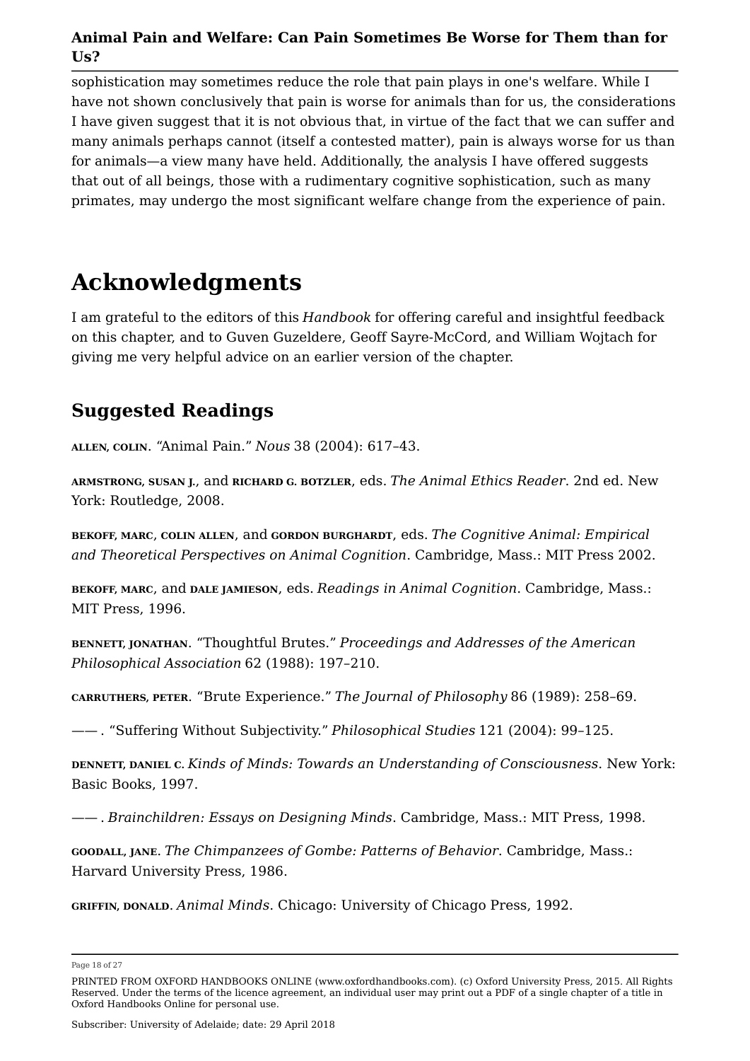sophistication may sometimes reduce the role that pain plays in one's welfare. While I have not shown conclusively that pain is worse for animals than for us, the considerations I have given suggest that it is not obvious that, in virtue of the fact that we can suffer and many animals perhaps cannot (itself a contested matter), pain is always worse for us than for animals—a view many have held. Additionally, the analysis I have offered suggests that out of all beings, those with a rudimentary cognitive sophistication, such as many primates, may undergo the most significant welfare change from the experience of pain.

# Acknowledgments

I am grateful to the editors of this *Handbook* for offering careful and insightful feedback on this chapter, and to Guven Guzeldere, Geoff Sayre-McCord, and William Wojtach for giving me very helpful advice on an earlier version of the chapter.

## Suggested Readings

**ALLEN, COLIN**. "Animal Pain." *Nous* 38 (2004): 617–43.

**ARMSTRONG, SUSAN J.**, and **RICHARD G. BOTZLER**, eds. *The Animal Ethics Reader*. 2nd ed. New York: Routledge, 2008.

**BEKOFF, MARC**, **COLIN ALLEN**, and **GORDON BURGHARDT**, eds. *The Cognitive Animal: Empirical and Theoretical Perspectives on Animal Cognition*. Cambridge, Mass.: MIT Press 2002.

**BEKOFF, MARC**, and **DALE JAMIESON**, eds. *Readings in Animal Cognition*. Cambridge, Mass.: MIT Press, 1996.

**BENNETT, JONATHAN**. "Thoughtful Brutes." *Proceedings and Addresses of the American Philosophical Association* 62 (1988): 197–210.

**CARRUTHERS, PETER**. "Brute Experience." *The Journal of Philosophy* 86 (1989): 258–69.

——. "Suffering Without Subjectivity." *Philosophical Studies* 121 (2004): 99–125.

**DENNETT, DANIEL C.** *Kinds of Minds: Towards an Understanding of Consciousness*. New York: Basic Books, 1997.

——. *Brainchildren: Essays on Designing Minds*. Cambridge, Mass.: MIT Press, 1998.

**GOODALL, JANE**. *The Chimpanzees of Gombe: Patterns of Behavior*. Cambridge, Mass.: Harvard University Press, 1986.

**GRIFFIN, DONALD**. *Animal Minds*. Chicago: University of Chicago Press, 1992.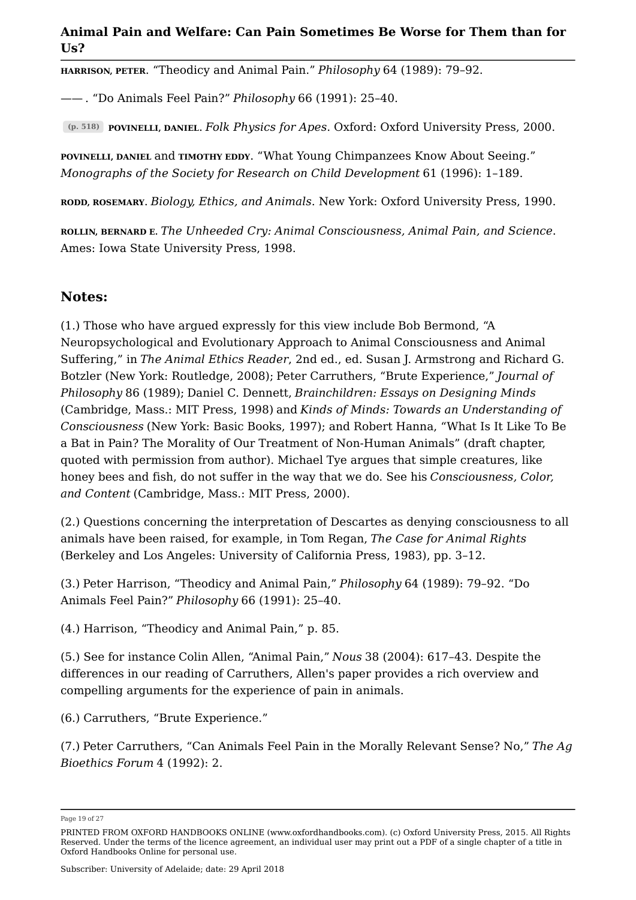HARRISON, PETER. "Theodicy and Animal Pain." *Philosophy* 64 (1989): 79–92.

—— . "Do Animals Feel Pain?" *Philosophy* 66 (1991): 25–40.

(p. 518) POVINELLI, DANIEL. *Folk Physics for Apes*. Oxford: Oxford University Press, 2000.

POVINELLI, DANIEL and TIMOTHY EDDY. "What Young Chimpanzees Know About Seeing." *Monographs of the Society for Research on Child Development* 61 (1996): 1–189.

RODD, ROSEMARY. *Biology, Ethics, and Animals*. New York: Oxford University Press, 1990.

ROLLIN, BERNARD E. *The Unheeded Cry: Animal Consciousness, Animal Pain, and Science*. Ames: Iowa State University Press, 1998.

## Notes:

(1.) Those who have argued expressly for this view include Bob Bermond, "A Neuropsychological and Evolutionary Approach to Animal Consciousness and Animal Suffering," in *The Animal Ethics Reader*, 2nd ed., ed. Susan J. Armstrong and Richard G. Botzler (New York: Routledge, 2008); Peter Carruthers, "Brute Experience," *Journal of Philosophy* 86 (1989); Daniel C. Dennett, *Brainchildren: Essays on Designing Minds* (Cambridge, Mass.: MIT Press, 1998) and *Kinds of Minds: Towards an Understanding of Consciousness* (New York: Basic Books, 1997); and Robert Hanna, "What Is It Like To Be a Bat in Pain? The Morality of Our Treatment of Non-Human Animals" (draft chapter, quoted with permission from author). Michael Tye argues that simple creatures, like honey bees and fish, do not suffer in the way that we do. See his *Consciousness, Color, and Content* (Cambridge, Mass.: MIT Press, 2000).

(2.) Questions concerning the interpretation of Descartes as denying consciousness to all animals have been raised, for example, in Tom Regan, *The Case for Animal Rights* (Berkeley and Los Angeles: University of California Press, 1983), pp. 3–12.

(3.) Peter Harrison, "Theodicy and Animal Pain," *Philosophy* 64 (1989): 79–92. "Do Animals Feel Pain?" *Philosophy* 66 (1991): 25–40.

(4.) Harrison, "Theodicy and Animal Pain," p. 85.

(5.) See for instance Colin Allen, "Animal Pain," *Nous* 38 (2004): 617–43. Despite the differences in our reading of Carruthers, Allen's paper provides a rich overview and compelling arguments for the experience of pain in animals.

(6.) Carruthers, "Brute Experience."

(7.) Peter Carruthers, "Can Animals Feel Pain in the Morally Relevant Sense? No," *The Ag Bioethics Forum* 4 (1992): 2.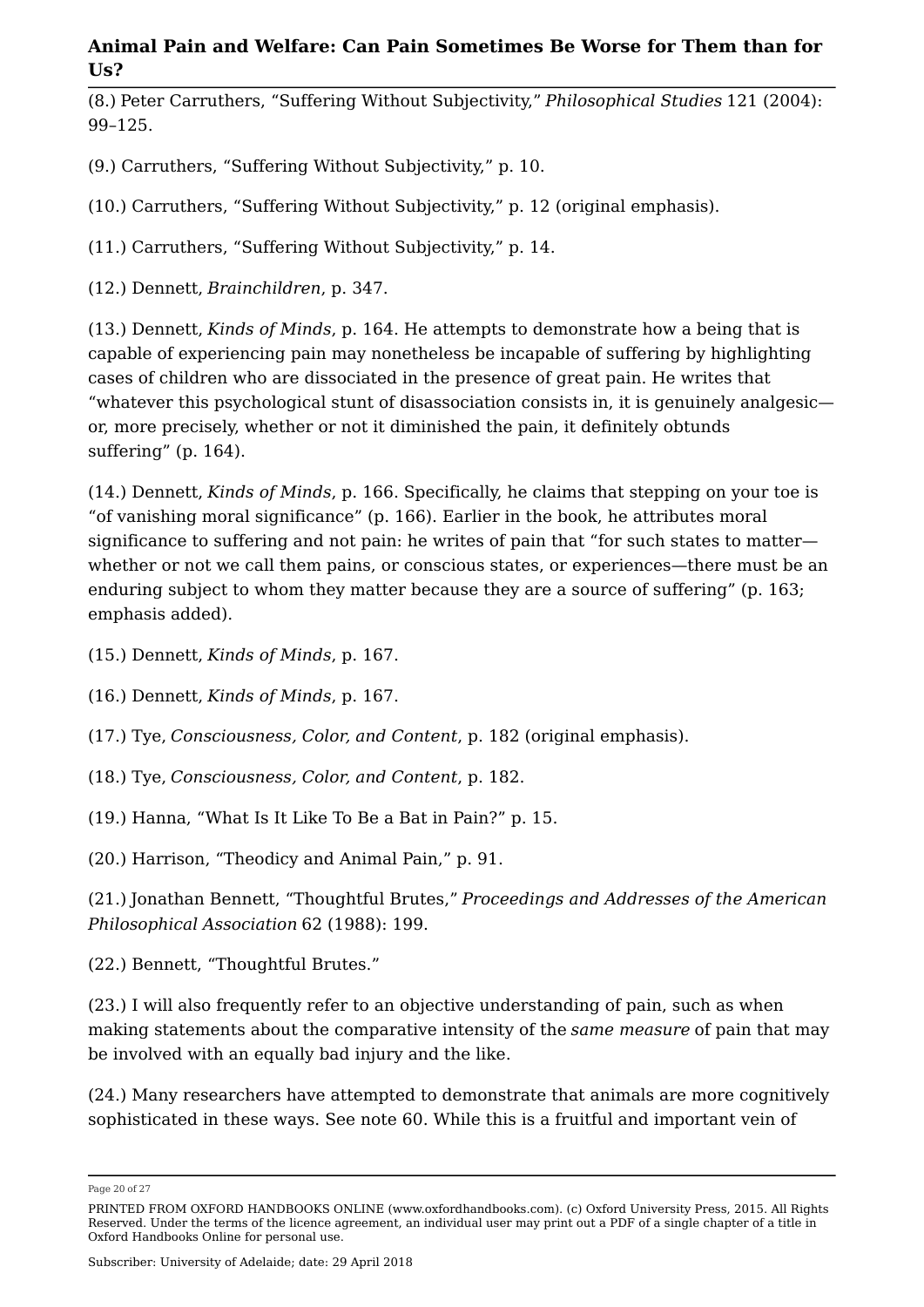(8.) Peter Carruthers, "Suffering Without Subjectivity," *Philosophical Studies* 121 (2004): 99–125.

(9.) Carruthers, "Suffering Without Subjectivity," p. 10.

(10.) Carruthers, "Suffering Without Subjectivity," p. 12 (original emphasis).

(11.) Carruthers, "Suffering Without Subjectivity," p. 14.

(12.) Dennett, *Brainchildren*, p. 347.

(13.) Dennett, *Kinds of Minds*, p. 164. He attempts to demonstrate how a being that is capable of experiencing pain may nonetheless be incapable of suffering by highlighting cases of children who are dissociated in the presence of great pain. He writes that "whatever this psychological stunt of disassociation consists in, it is genuinely analgesic—or, more precisely, whether or not it diminished the pain, it definitely obtunds suffering" (p. 164).

(14.) Dennett, *Kinds of Minds*, p. 166. Specifically, he claims that stepping on your toe is "of vanishing moral significance" (p. 166). Earlier in the book, he attributes moral significance to suffering and not pain: he writes of pain that "for such states to matter—whether or not we call them pains, or conscious states, or experiences—there must be an enduring subject to whom they matter because they are a source of suffering" (p. 163; emphasis added).

(15.) Dennett, *Kinds of Minds*, p. 167.

(16.) Dennett, *Kinds of Minds*, p. 167.

(17.) Tye, *Consciousness, Color, and Content*, p. 182 (original emphasis).

(18.) Tye, *Consciousness, Color, and Content*, p. 182.

(19.) Hanna, "What Is It Like To Be a Bat in Pain?" p. 15.

(20.) Harrison, "Theodicy and Animal Pain," p. 91.

(21.) Jonathan Bennett, "Thoughtful Brutes," *Proceedings and Addresses of the American Philosophical Association* 62 (1988): 199.

(22.) Bennett, "Thoughtful Brutes."

(23.) I will also frequently refer to an objective understanding of pain, such as when making statements about the comparative intensity of the *same measure* of pain that may be involved with an equally bad injury and the like.

(24.) Many researchers have attempted to demonstrate that animals are more cognitively sophisticated in these ways. See note 60. While this is a fruitful and important vein of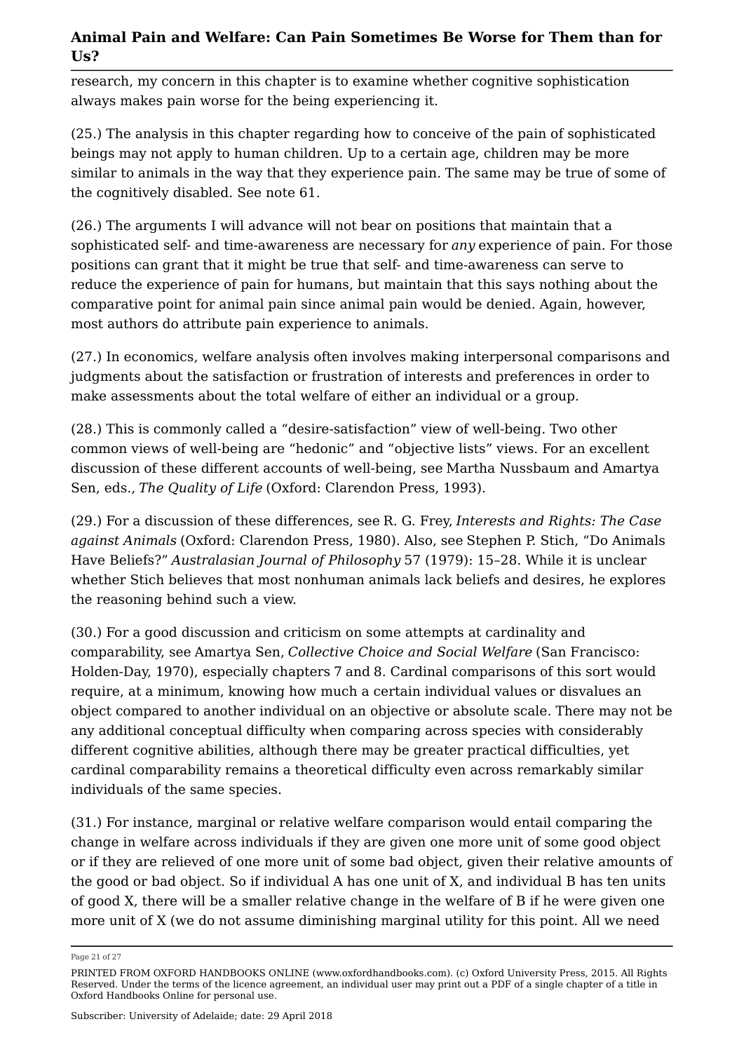research, my concern in this chapter is to examine whether cognitive sophistication always makes pain worse for the being experiencing it.

(25.) The analysis in this chapter regarding how to conceive of the pain of sophisticated beings may not apply to human children. Up to a certain age, children may be more similar to animals in the way that they experience pain. The same may be true of some of the cognitively disabled. See note 61.

(26.) The arguments I will advance will not bear on positions that maintain that a sophisticated self- and time-awareness are necessary for *any* experience of pain. For those positions can grant that it might be true that self- and time-awareness can serve to reduce the experience of pain for humans, but maintain that this says nothing about the comparative point for animal pain since animal pain would be denied. Again, however, most authors do attribute pain experience to animals.

(27.) In economics, welfare analysis often involves making interpersonal comparisons and judgments about the satisfaction or frustration of interests and preferences in order to make assessments about the total welfare of either an individual or a group.

(28.) This is commonly called a "desire-satisfaction" view of well-being. Two other common views of well-being are "hedonic" and "objective lists" views. For an excellent discussion of these different accounts of well-being, see Martha Nussbaum and Amartya Sen, eds., *The Quality of Life* (Oxford: Clarendon Press, 1993).

(29.) For a discussion of these differences, see R. G. Frey, *Interests and Rights: The Case against Animals* (Oxford: Clarendon Press, 1980). Also, see Stephen P. Stich, "Do Animals Have Beliefs?" *Australasian Journal of Philosophy* 57 (1979): 15–28. While it is unclear whether Stich believes that most nonhuman animals lack beliefs and desires, he explores the reasoning behind such a view.

(30.) For a good discussion and criticism on some attempts at cardinality and comparability, see Amartya Sen, *Collective Choice and Social Welfare* (San Francisco: Holden-Day, 1970), especially chapters 7 and 8. Cardinal comparisons of this sort would require, at a minimum, knowing how much a certain individual values or disvalues an object compared to another individual on an objective or absolute scale. There may not be any additional conceptual difficulty when comparing across species with considerably different cognitive abilities, although there may be greater practical difficulties, yet cardinal comparability remains a theoretical difficulty even across remarkably similar individuals of the same species.

(31.) For instance, marginal or relative welfare comparison would entail comparing the change in welfare across individuals if they are given one more unit of some good object or if they are relieved of one more unit of some bad object, given their relative amounts of the good or bad object. So if individual A has one unit of X, and individual B has ten units of good X, there will be a smaller relative change in the welfare of B if he were given one more unit of X (we do not assume diminishing marginal utility for this point. All we need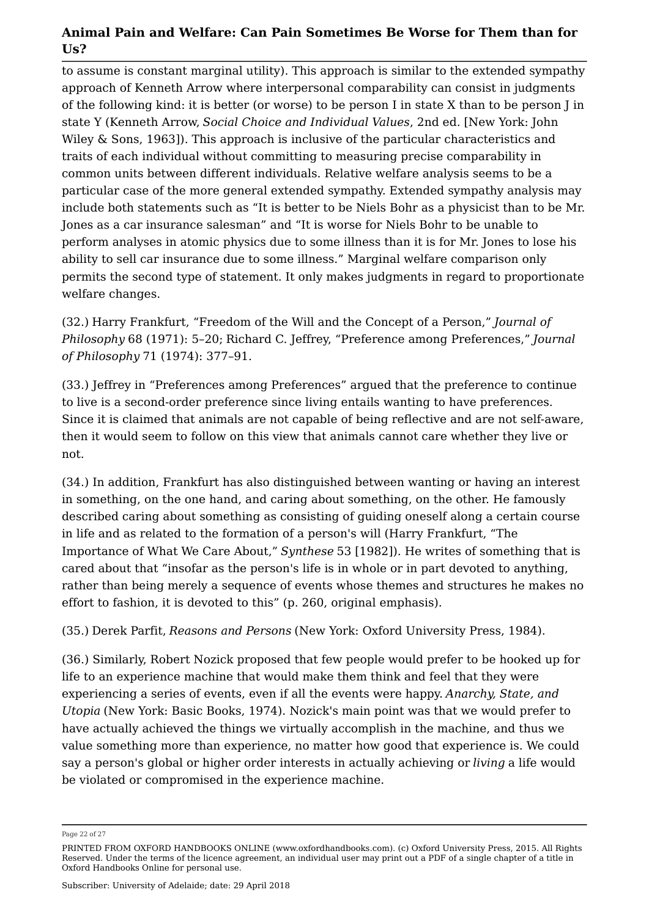to assume is constant marginal utility). This approach is similar to the extended sympathy approach of Kenneth Arrow where interpersonal comparability can consist in judgments of the following kind: it is better (or worse) to be person I in state X than to be person J in state Y (Kenneth Arrow, *Social Choice and Individual Values*, 2nd ed. [New York: John Wiley & Sons, 1963]). This approach is inclusive of the particular characteristics and traits of each individual without committing to measuring precise comparability in common units between different individuals. Relative welfare analysis seems to be a particular case of the more general extended sympathy. Extended sympathy analysis may include both statements such as "It is better to be Niels Bohr as a physicist than to be Mr. Jones as a car insurance salesman" and "It is worse for Niels Bohr to be unable to perform analyses in atomic physics due to some illness than it is for Mr. Jones to lose his ability to sell car insurance due to some illness." Marginal welfare comparison only permits the second type of statement. It only makes judgments in regard to proportionate welfare changes.

(32.) Harry Frankfurt, "Freedom of the Will and the Concept of a Person," *Journal of Philosophy* 68 (1971): 5–20; Richard C. Jeffrey, "Preference among Preferences," *Journal of Philosophy* 71 (1974): 377–91.

(33.) Jeffrey in "Preferences among Preferences" argued that the preference to continue to live is a second-order preference since living entails wanting to have preferences. Since it is claimed that animals are not capable of being reflective and are not self-aware, then it would seem to follow on this view that animals cannot care whether they live or not.

(34.) In addition, Frankfurt has also distinguished between wanting or having an interest in something, on the one hand, and caring about something, on the other. He famously described caring about something as consisting of guiding oneself along a certain course in life and as related to the formation of a person's will (Harry Frankfurt, "The Importance of What We Care About," *Synthese* 53 [1982]). He writes of something that is cared about that "insofar as the person's life is in whole or in part devoted to anything, rather than being merely a sequence of events whose themes and structures he makes no effort to fashion, it is devoted to this" (p. 260, original emphasis).

(35.) Derek Parfit, *Reasons and Persons* (New York: Oxford University Press, 1984).

(36.) Similarly, Robert Nozick proposed that few people would prefer to be hooked up for life to an experience machine that would make them think and feel that they were experiencing a series of events, even if all the events were happy. *Anarchy, State, and Utopia* (New York: Basic Books, 1974). Nozick's main point was that we would prefer to have actually achieved the things we virtually accomplish in the machine, and thus we value something more than experience, no matter how good that experience is. We could say a person's global or higher order interests in actually achieving or *living* a life would be violated or compromised in the experience machine.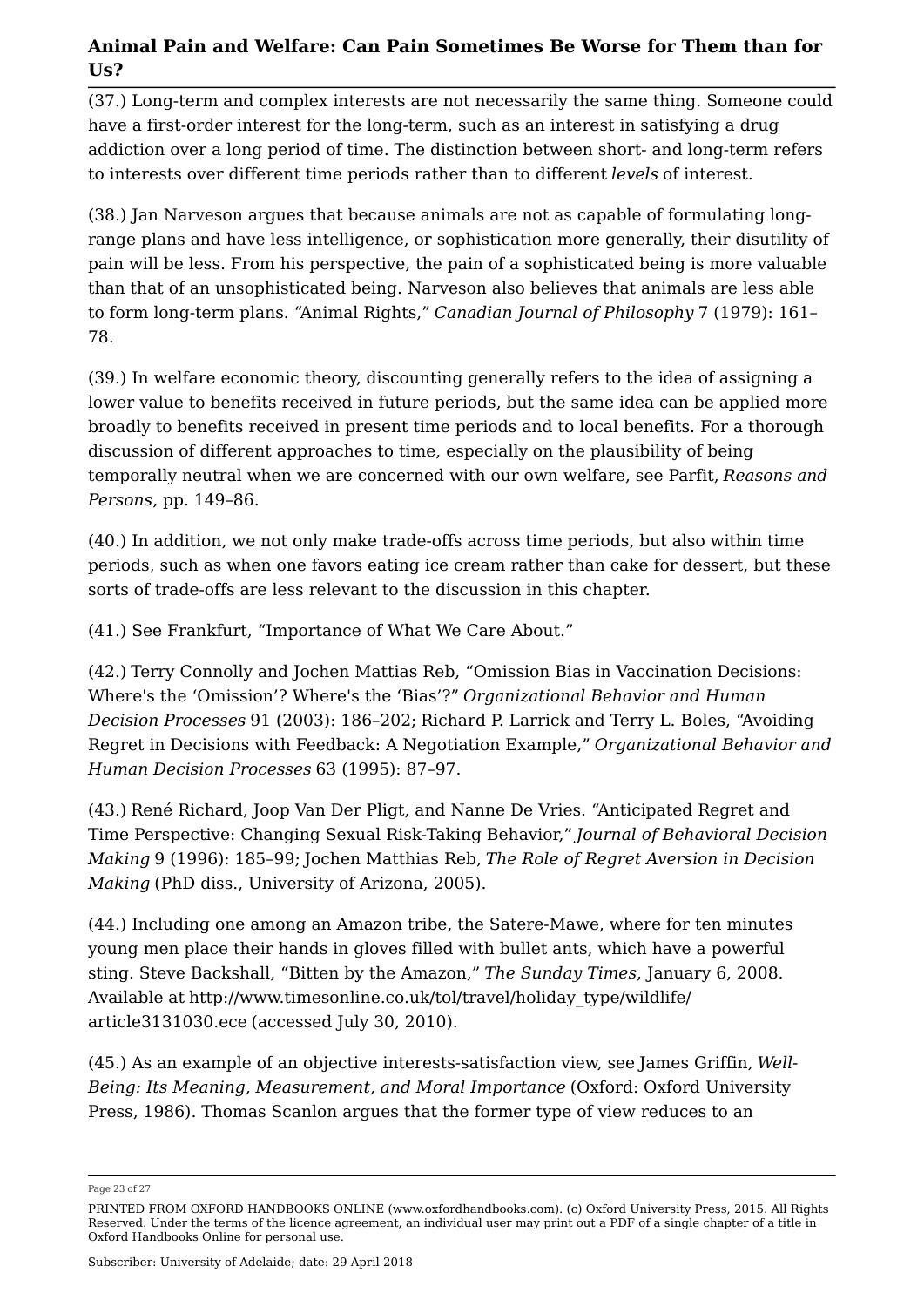(37.) Long-term and complex interests are not necessarily the same thing. Someone could have a first-order interest for the long-term, such as an interest in satisfying a drug addiction over a long period of time. The distinction between short- and long-term refers to interests over different time periods rather than to different *levels* of interest.

(38.) Jan Narveson argues that because animals are not as capable of formulating long-range plans and have less intelligence, or sophistication more generally, their disutility of pain will be less. From his perspective, the pain of a sophisticated being is more valuable than that of an unsophisticated being. Narveson also believes that animals are less able to form long-term plans. "Animal Rights," *Canadian Journal of Philosophy* 7 (1979): 161–78.

(39.) In welfare economic theory, discounting generally refers to the idea of assigning a lower value to benefits received in future periods, but the same idea can be applied more broadly to benefits received in present time periods and to local benefits. For a thorough discussion of different approaches to time, especially on the plausibility of being temporally neutral when we are concerned with our own welfare, see Parfit, *Reasons and Persons*, pp. 149–86.

(40.) In addition, we not only make trade-offs across time periods, but also within time periods, such as when one favors eating ice cream rather than cake for dessert, but these sorts of trade-offs are less relevant to the discussion in this chapter.

(41.) See Frankfurt, "Importance of What We Care About."

(42.) Terry Connolly and Jochen Mattias Reb, "Omission Bias in Vaccination Decisions: Where's the 'Omission'? Where's the 'Bias'?" *Organizational Behavior and Human Decision Processes* 91 (2003): 186–202; Richard P. Larrick and Terry L. Boles, "Avoiding Regret in Decisions with Feedback: A Negotiation Example," *Organizational Behavior and Human Decision Processes* 63 (1995): 87–97.

(43.) René Richard, Joop Van Der Pligt, and Nanne De Vries. "Anticipated Regret and Time Perspective: Changing Sexual Risk-Taking Behavior," *Journal of Behavioral Decision Making* 9 (1996): 185–99; Jochen Matthias Reb, *The Role of Regret Aversion in Decision Making* (PhD diss., University of Arizona, 2005).

(44.) Including one among an Amazon tribe, the Satere-Mawe, where for ten minutes young men place their hands in gloves filled with bullet ants, which have a powerful sting. Steve Backshall, "Bitten by the Amazon," *The Sunday Times*, January 6, 2008. Available at http://www.timesonline.co.uk/tol/travel/holiday_type/wildlife/article3131030.ece (accessed July 30, 2010).

(45.) As an example of an objective interests-satisfaction view, see James Griffin, *Well-Being: Its Meaning, Measurement, and Moral Importance* (Oxford: Oxford University Press, 1986). Thomas Scanlon argues that the former type of view reduces to an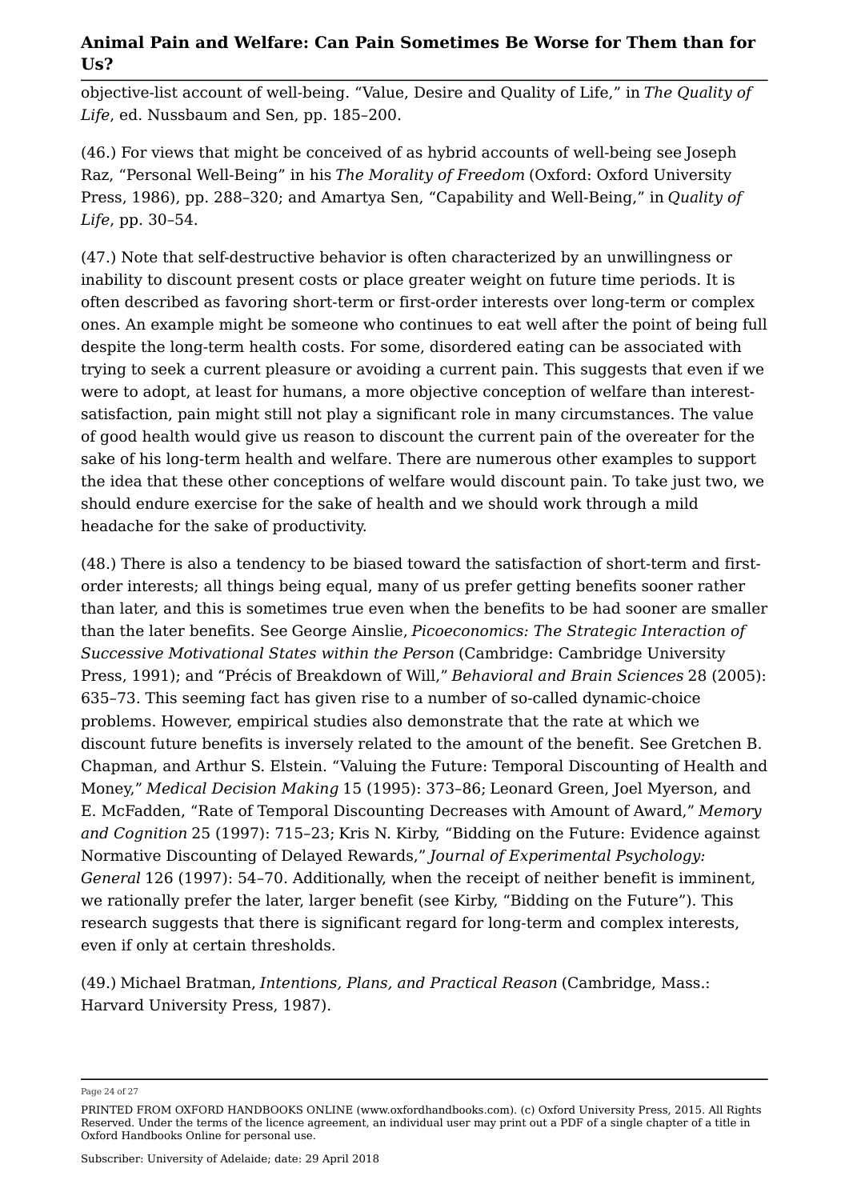objective-list account of well-being. "Value, Desire and Quality of Life," in *The Quality of Life*, ed. Nussbaum and Sen, pp. 185–200.

(46.) For views that might be conceived of as hybrid accounts of well-being see Joseph Raz, "Personal Well-Being" in his *The Morality of Freedom* (Oxford: Oxford University Press, 1986), pp. 288–320; and Amartya Sen, "Capability and Well-Being," in *Quality of Life*, pp. 30–54.

(47.) Note that self-destructive behavior is often characterized by an unwillingness or inability to discount present costs or place greater weight on future time periods. It is often described as favoring short-term or first-order interests over long-term or complex ones. An example might be someone who continues to eat well after the point of being full despite the long-term health costs. For some, disordered eating can be associated with trying to seek a current pleasure or avoiding a current pain. This suggests that even if we were to adopt, at least for humans, a more objective conception of welfare than interest-satisfaction, pain might still not play a significant role in many circumstances. The value of good health would give us reason to discount the current pain of the overeater for the sake of his long-term health and welfare. There are numerous other examples to support the idea that these other conceptions of welfare would discount pain. To take just two, we should endure exercise for the sake of health and we should work through a mild headache for the sake of productivity.

(48.) There is also a tendency to be biased toward the satisfaction of short-term and first-order interests; all things being equal, many of us prefer getting benefits sooner rather than later, and this is sometimes true even when the benefits to be had sooner are smaller than the later benefits. See George Ainslie, *Picoeconomics: The Strategic Interaction of Successive Motivational States within the Person* (Cambridge: Cambridge University Press, 1991); and "Précis of Breakdown of Will," *Behavioral and Brain Sciences* 28 (2005): 635–73. This seeming fact has given rise to a number of so-called dynamic-choice problems. However, empirical studies also demonstrate that the rate at which we discount future benefits is inversely related to the amount of the benefit. See Gretchen B. Chapman, and Arthur S. Elstein. "Valuing the Future: Temporal Discounting of Health and Money," *Medical Decision Making* 15 (1995): 373–86; Leonard Green, Joel Myerson, and E. McFadden, "Rate of Temporal Discounting Decreases with Amount of Award," *Memory and Cognition* 25 (1997): 715–23; Kris N. Kirby, "Bidding on the Future: Evidence against Normative Discounting of Delayed Rewards," *Journal of Experimental Psychology: General* 126 (1997): 54–70. Additionally, when the receipt of neither benefit is imminent, we rationally prefer the later, larger benefit (see Kirby, "Bidding on the Future"). This research suggests that there is significant regard for long-term and complex interests, even if only at certain thresholds.

(49.) Michael Bratman, *Intentions, Plans, and Practical Reason* (Cambridge, Mass.: Harvard University Press, 1987).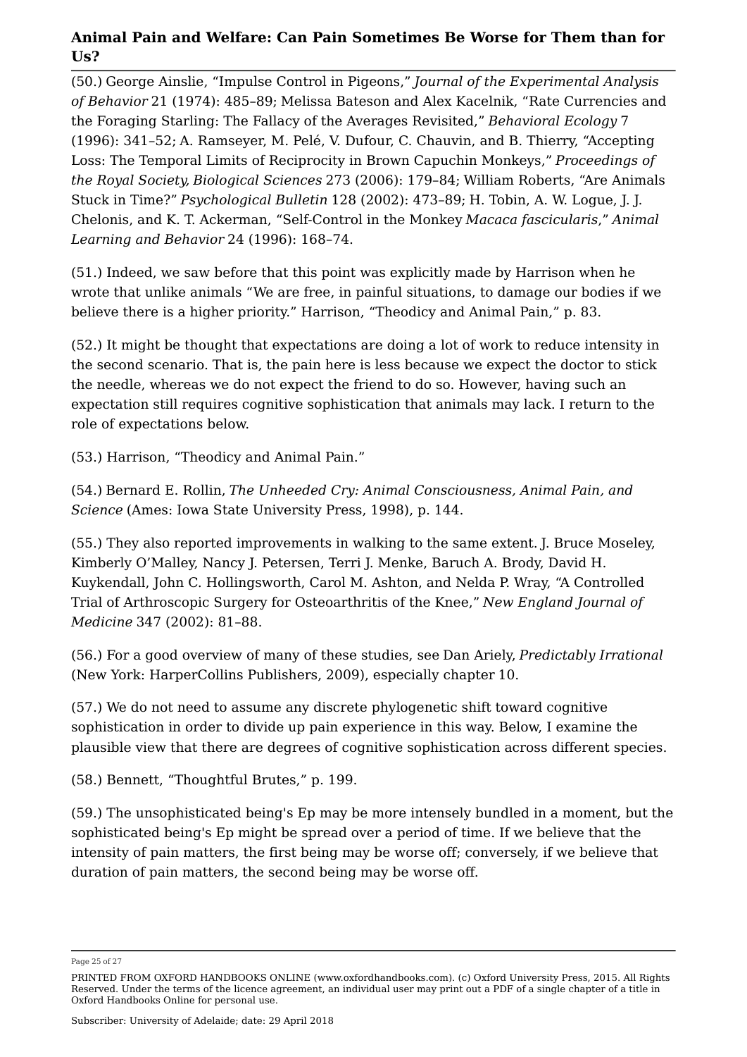(50.) George Ainslie, “Impulse Control in Pigeons,” *Journal of the Experimental Analysis of Behavior* 21 (1974): 485–89; Melissa Bateson and Alex Kacelnik, “Rate Currencies and the Foraging Starling: The Fallacy of the Averages Revisited,” *Behavioral Ecology* 7 (1996): 341–52; A. Ramseyer, M. Pelé, V. Dufour, C. Chauvin, and B. Thierry, “Accepting Loss: The Temporal Limits of Reciprocity in Brown Capuchin Monkeys,” *Proceedings of the Royal Society, Biological Sciences* 273 (2006): 179–84; William Roberts, “Are Animals Stuck in Time?” *Psychological Bulletin* 128 (2002): 473–89; H. Tobin, A. W. Logue, J. J. Chelonis, and K. T. Ackerman, “Self-Control in the Monkey *Macaca fascicularis*,” *Animal Learning and Behavior* 24 (1996): 168–74.

(51.) Indeed, we saw before that this point was explicitly made by Harrison when he wrote that unlike animals “We are free, in painful situations, to damage our bodies if we believe there is a higher priority.” Harrison, “Theodicy and Animal Pain,” p. 83.

(52.) It might be thought that expectations are doing a lot of work to reduce intensity in the second scenario. That is, the pain here is less because we expect the doctor to stick the needle, whereas we do not expect the friend to do so. However, having such an expectation still requires cognitive sophistication that animals may lack. I return to the role of expectations below.

(53.) Harrison, “Theodicy and Animal Pain.”

(54.) Bernard E. Rollin, *The Unheeded Cry: Animal Consciousness, Animal Pain, and Science* (Ames: Iowa State University Press, 1998), p. 144.

(55.) They also reported improvements in walking to the same extent. J. Bruce Moseley, Kimberly O’Malley, Nancy J. Petersen, Terri J. Menke, Baruch A. Brody, David H. Kuykendall, John C. Hollingsworth, Carol M. Ashton, and Nelda P. Wray, “A Controlled Trial of Arthroscopic Surgery for Osteoarthritis of the Knee,” *New England Journal of Medicine* 347 (2002): 81–88.

(56.) For a good overview of many of these studies, see Dan Ariely, *Predictably Irrational* (New York: HarperCollins Publishers, 2009), especially chapter 10.

(57.) We do not need to assume any discrete phylogenetic shift toward cognitive sophistication in order to divide up pain experience in this way. Below, I examine the plausible view that there are degrees of cognitive sophistication across different species.

(58.) Bennett, “Thoughtful Brutes,” p. 199.

(59.) The unsophisticated being's Ep may be more intensely bundled in a moment, but the sophisticated being's Ep might be spread over a period of time. If we believe that the intensity of pain matters, the first being may be worse off; conversely, if we believe that duration of pain matters, the second being may be worse off.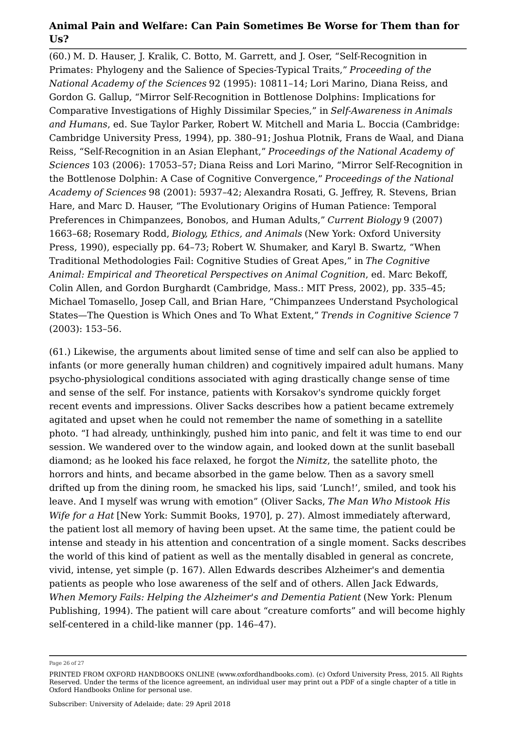(60.) M. D. Hauser, J. Kralik, C. Botto, M. Garrett, and J. Oser, "Self-Recognition in Primates: Phylogeny and the Salience of Species-Typical Traits," *Proceeding of the National Academy of the Sciences* 92 (1995): 10811–14; Lori Marino, Diana Reiss, and Gordon G. Gallup, "Mirror Self-Recognition in Bottlenose Dolphins: Implications for Comparative Investigations of Highly Dissimilar Species," in *Self-Awareness in Animals and Humans*, ed. Sue Taylor Parker, Robert W. Mitchell and Maria L. Boccia (Cambridge: Cambridge University Press, 1994), pp. 380–91; Joshua Plotnik, Frans de Waal, and Diana Reiss, "Self-Recognition in an Asian Elephant," *Proceedings of the National Academy of Sciences* 103 (2006): 17053–57; Diana Reiss and Lori Marino, "Mirror Self-Recognition in the Bottlenose Dolphin: A Case of Cognitive Convergence," *Proceedings of the National Academy of Sciences* 98 (2001): 5937–42; Alexandra Rosati, G. Jeffrey, R. Stevens, Brian Hare, and Marc D. Hauser, "The Evolutionary Origins of Human Patience: Temporal Preferences in Chimpanzees, Bonobos, and Human Adults," *Current Biology* 9 (2007) 1663–68; Rosemary Rodd, *Biology, Ethics, and Animals* (New York: Oxford University Press, 1990), especially pp. 64–73; Robert W. Shumaker, and Karyl B. Swartz, "When Traditional Methodologies Fail: Cognitive Studies of Great Apes," in *The Cognitive Animal: Empirical and Theoretical Perspectives on Animal Cognition*, ed. Marc Bekoff, Colin Allen, and Gordon Burghardt (Cambridge, Mass.: MIT Press, 2002), pp. 335–45; Michael Tomasello, Josep Call, and Brian Hare, "Chimpanzees Understand Psychological States—The Question is Which Ones and To What Extent," *Trends in Cognitive Science* 7 (2003): 153–56.

(61.) Likewise, the arguments about limited sense of time and self can also be applied to infants (or more generally human children) and cognitively impaired adult humans. Many psycho-physiological conditions associated with aging drastically change sense of time and sense of the self. For instance, patients with Korsakov's syndrome quickly forget recent events and impressions. Oliver Sacks describes how a patient became extremely agitated and upset when he could not remember the name of something in a satellite photo. "I had already, unthinkingly, pushed him into panic, and felt it was time to end our session. We wandered over to the window again, and looked down at the sunlit baseball diamond; as he looked his face relaxed, he forgot the *Nimitz*, the satellite photo, the horrors and hints, and became absorbed in the game below. Then as a savory smell drifted up from the dining room, he smacked his lips, said 'Lunch!', smiled, and took his leave. And I myself was wrung with emotion" (Oliver Sacks, *The Man Who Mistook His Wife for a Hat* [New York: Summit Books, 1970], p. 27). Almost immediately afterward, the patient lost all memory of having been upset. At the same time, the patient could be intense and steady in his attention and concentration of a single moment. Sacks describes the world of this kind of patient as well as the mentally disabled in general as concrete, vivid, intense, yet simple (p. 167). Allen Edwards describes Alzheimer's and dementia patients as people who lose awareness of the self and of others. Allen Jack Edwards, *When Memory Fails: Helping the Alzheimer's and Dementia Patient* (New York: Plenum Publishing, 1994). The patient will care about "creature comforts" and will become highly self-centered in a child-like manner (pp. 146–47).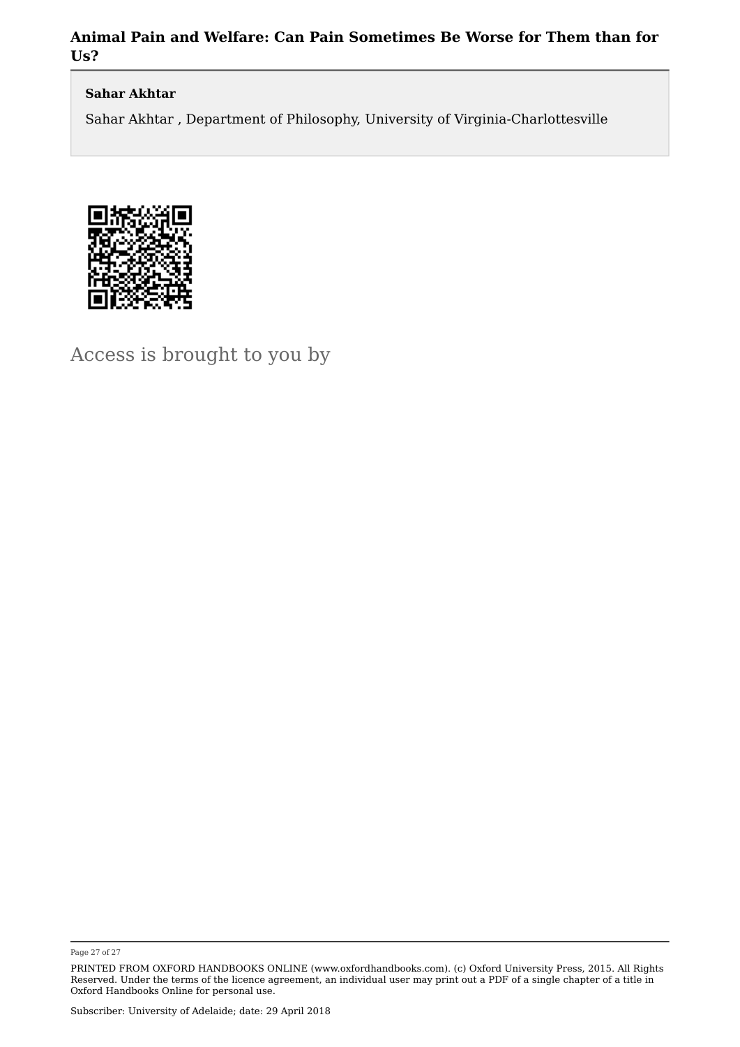**Sahar Akhtar**

Sahar Akhtar , Department of Philosophy, University of Virginia-Charlottesville

Access is brought to you by